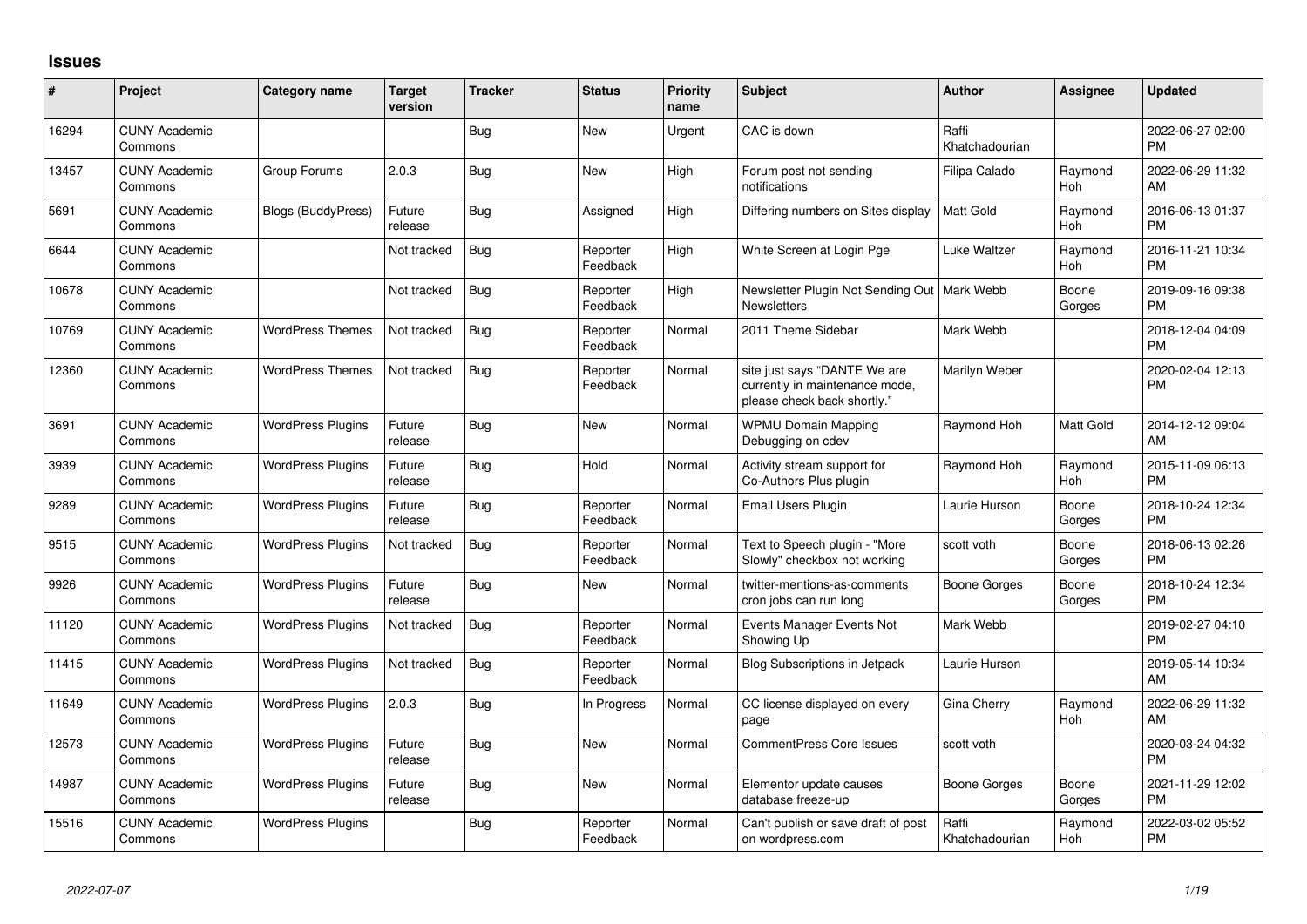# Issues

| # | Project | Category name | Target version | Tracker | Status | Priority name | Subject | Author | Assignee | Updated |
|---|---|---|---|---|---|---|---|---|---|---|
| 16294 | CUNY Academic Commons | | | Bug | New | Urgent | CAC is down | Raffi Khatchadourian | | 2022-06-27 02:00 PM |
| 13457 | CUNY Academic Commons | Group Forums | 2.0.3 | Bug | New | High | Forum post not sending notifications | Filipa Calado | Raymond Hoh | 2022-06-29 11:32 AM |
| 5691 | CUNY Academic Commons | Blogs (BuddyPress) | Future release | Bug | Assigned | High | Differing numbers on Sites display | Matt Gold | Raymond Hoh | 2016-06-13 01:37 PM |
| 6644 | CUNY Academic Commons | | Not tracked | Bug | Reporter Feedback | High | White Screen at Login Pge | Luke Waltzer | Raymond Hoh | 2016-11-21 10:34 PM |
| 10678 | CUNY Academic Commons | | Not tracked | Bug | Reporter Feedback | High | Newsletter Plugin Not Sending Out Newsletters | Mark Webb | Boone Gorges | 2019-09-16 09:38 PM |
| 10769 | CUNY Academic Commons | WordPress Themes | Not tracked | Bug | Reporter Feedback | Normal | 2011 Theme Sidebar | Mark Webb | | 2018-12-04 04:09 PM |
| 12360 | CUNY Academic Commons | WordPress Themes | Not tracked | Bug | Reporter Feedback | Normal | site just says "DANTE We are currently in maintenance mode, please check back shortly." | Marilyn Weber | | 2020-02-04 12:13 PM |
| 3691 | CUNY Academic Commons | WordPress Plugins | Future release | Bug | New | Normal | WPMU Domain Mapping Debugging on cdev | Raymond Hoh | Matt Gold | 2014-12-12 09:04 AM |
| 3939 | CUNY Academic Commons | WordPress Plugins | Future release | Bug | Hold | Normal | Activity stream support for Co-Authors Plus plugin | Raymond Hoh | Raymond Hoh | 2015-11-09 06:13 PM |
| 9289 | CUNY Academic Commons | WordPress Plugins | Future release | Bug | Reporter Feedback | Normal | Email Users Plugin | Laurie Hurson | Boone Gorges | 2018-10-24 12:34 PM |
| 9515 | CUNY Academic Commons | WordPress Plugins | Not tracked | Bug | Reporter Feedback | Normal | Text to Speech plugin - "More Slowly" checkbox not working | scott voth | Boone Gorges | 2018-06-13 02:26 PM |
| 9926 | CUNY Academic Commons | WordPress Plugins | Future release | Bug | New | Normal | twitter-mentions-as-comments cron jobs can run long | Boone Gorges | Boone Gorges | 2018-10-24 12:34 PM |
| 11120 | CUNY Academic Commons | WordPress Plugins | Not tracked | Bug | Reporter Feedback | Normal | Events Manager Events Not Showing Up | Mark Webb | | 2019-02-27 04:10 PM |
| 11415 | CUNY Academic Commons | WordPress Plugins | Not tracked | Bug | Reporter Feedback | Normal | Blog Subscriptions in Jetpack | Laurie Hurson | | 2019-05-14 10:34 AM |
| 11649 | CUNY Academic Commons | WordPress Plugins | 2.0.3 | Bug | In Progress | Normal | CC license displayed on every page | Gina Cherry | Raymond Hoh | 2022-06-29 11:32 AM |
| 12573 | CUNY Academic Commons | WordPress Plugins | Future release | Bug | New | Normal | CommentPress Core Issues | scott voth | | 2020-03-24 04:32 PM |
| 14987 | CUNY Academic Commons | WordPress Plugins | Future release | Bug | New | Normal | Elementor update causes database freeze-up | Boone Gorges | Boone Gorges | 2021-11-29 12:02 PM |
| 15516 | CUNY Academic Commons | WordPress Plugins | | Bug | Reporter Feedback | Normal | Can't publish or save draft of post on wordpress.com | Raffi Khatchadourian | Raymond Hoh | 2022-03-02 05:52 PM |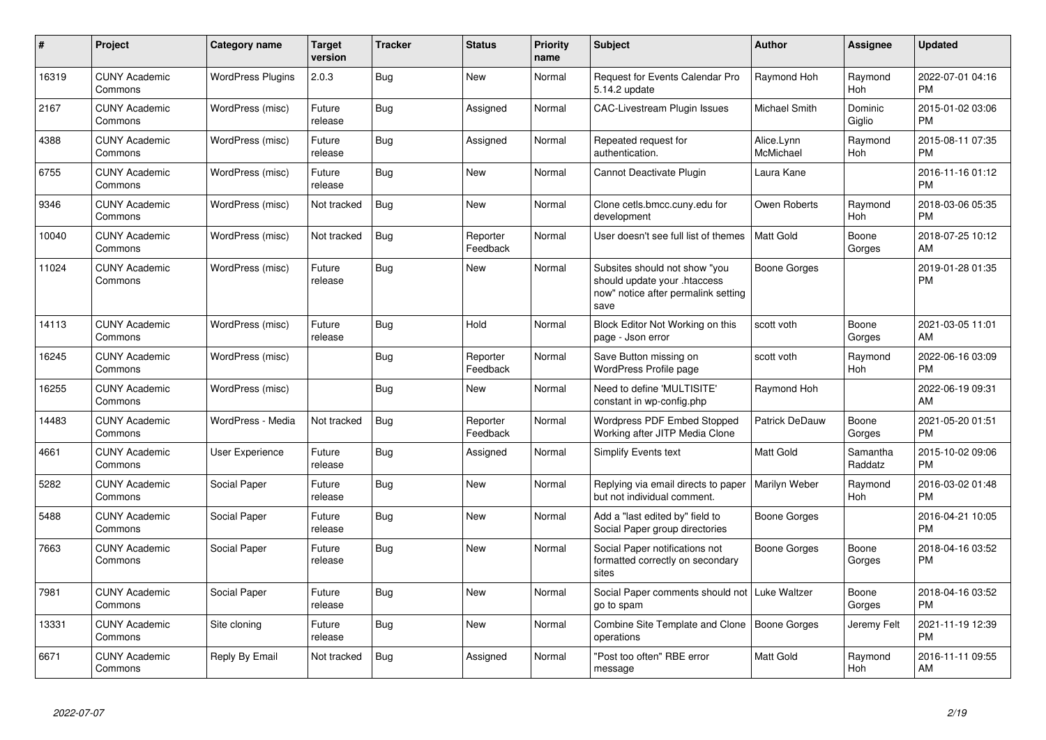| # | Project | Category name | Target version | Tracker | Status | Priority name | Subject | Author | Assignee | Updated |
|---|---|---|---|---|---|---|---|---|---|---|
| 16319 | CUNY Academic Commons | WordPress Plugins | 2.0.3 | Bug | New | Normal | Request for Events Calendar Pro 5.14.2 update | Raymond Hoh | Raymond Hoh | 2022-07-01 04:16 PM |
| 2167 | CUNY Academic Commons | WordPress (misc) | Future release | Bug | Assigned | Normal | CAC-Livestream Plugin Issues | Michael Smith | Dominic Giglio | 2015-01-02 03:06 PM |
| 4388 | CUNY Academic Commons | WordPress (misc) | Future release | Bug | Assigned | Normal | Repeated request for authentication. | Alice.Lynn McMichael | Raymond Hoh | 2015-08-11 07:35 PM |
| 6755 | CUNY Academic Commons | WordPress (misc) | Future release | Bug | New | Normal | Cannot Deactivate Plugin | Laura Kane | | 2016-11-16 01:12 PM |
| 9346 | CUNY Academic Commons | WordPress (misc) | Not tracked | Bug | New | Normal | Clone cetls.bmcc.cuny.edu for development | Owen Roberts | Raymond Hoh | 2018-03-06 05:35 PM |
| 10040 | CUNY Academic Commons | WordPress (misc) | Not tracked | Bug | Reporter Feedback | Normal | User doesn't see full list of themes | Matt Gold | Boone Gorges | 2018-07-25 10:12 AM |
| 11024 | CUNY Academic Commons | WordPress (misc) | Future release | Bug | New | Normal | Subsites should not show "you should update your .htaccess now" notice after permalink setting save | Boone Gorges | | 2019-01-28 01:35 PM |
| 14113 | CUNY Academic Commons | WordPress (misc) | Future release | Bug | Hold | Normal | Block Editor Not Working on this page - Json error | scott voth | Boone Gorges | 2021-03-05 11:01 AM |
| 16245 | CUNY Academic Commons | WordPress (misc) | | Bug | Reporter Feedback | Normal | Save Button missing on WordPress Profile page | scott voth | Raymond Hoh | 2022-06-16 03:09 PM |
| 16255 | CUNY Academic Commons | WordPress (misc) | | Bug | New | Normal | Need to define 'MULTISITE' constant in wp-config.php | Raymond Hoh | | 2022-06-19 09:31 AM |
| 14483 | CUNY Academic Commons | WordPress - Media | Not tracked | Bug | Reporter Feedback | Normal | Wordpress PDF Embed Stopped Working after JITP Media Clone | Patrick DeDauw | Boone Gorges | 2021-05-20 01:51 PM |
| 4661 | CUNY Academic Commons | User Experience | Future release | Bug | Assigned | Normal | Simplify Events text | Matt Gold | Samantha Raddatz | 2015-10-02 09:06 PM |
| 5282 | CUNY Academic Commons | Social Paper | Future release | Bug | New | Normal | Replying via email directs to paper but not individual comment. | Marilyn Weber | Raymond Hoh | 2016-03-02 01:48 PM |
| 5488 | CUNY Academic Commons | Social Paper | Future release | Bug | New | Normal | Add a "last edited by" field to Social Paper group directories | Boone Gorges | | 2016-04-21 10:05 PM |
| 7663 | CUNY Academic Commons | Social Paper | Future release | Bug | New | Normal | Social Paper notifications not formatted correctly on secondary sites | Boone Gorges | Boone Gorges | 2018-04-16 03:52 PM |
| 7981 | CUNY Academic Commons | Social Paper | Future release | Bug | New | Normal | Social Paper comments should not go to spam | Luke Waltzer | Boone Gorges | 2018-04-16 03:52 PM |
| 13331 | CUNY Academic Commons | Site cloning | Future release | Bug | New | Normal | Combine Site Template and Clone operations | Boone Gorges | Jeremy Felt | 2021-11-19 12:39 PM |
| 6671 | CUNY Academic Commons | Reply By Email | Not tracked | Bug | Assigned | Normal | "Post too often" RBE error message | Matt Gold | Raymond Hoh | 2016-11-11 09:55 AM |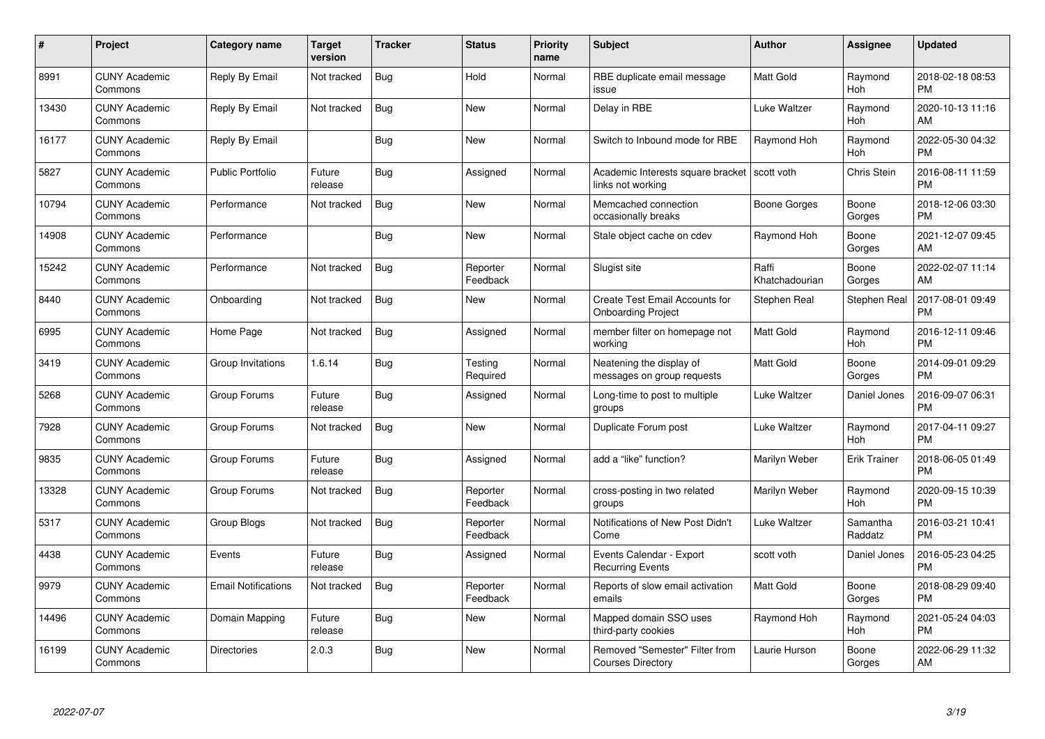| # | Project | Category name | Target version | Tracker | Status | Priority name | Subject | Author | Assignee | Updated |
|---|---|---|---|---|---|---|---|---|---|---|
| 8991 | CUNY Academic Commons | Reply By Email | Not tracked | Bug | Hold | Normal | RBE duplicate email message issue | Matt Gold | Raymond Hoh | 2018-02-18 08:53 PM |
| 13430 | CUNY Academic Commons | Reply By Email | Not tracked | Bug | New | Normal | Delay in RBE | Luke Waltzer | Raymond Hoh | 2020-10-13 11:16 AM |
| 16177 | CUNY Academic Commons | Reply By Email | | Bug | New | Normal | Switch to Inbound mode for RBE | Raymond Hoh | Raymond Hoh | 2022-05-30 04:32 PM |
| 5827 | CUNY Academic Commons | Public Portfolio | Future release | Bug | Assigned | Normal | Academic Interests square bracket links not working | scott voth | Chris Stein | 2016-08-11 11:59 PM |
| 10794 | CUNY Academic Commons | Performance | Not tracked | Bug | New | Normal | Memcached connection occasionally breaks | Boone Gorges | Boone Gorges | 2018-12-06 03:30 PM |
| 14908 | CUNY Academic Commons | Performance | | Bug | New | Normal | Stale object cache on cdev | Raymond Hoh | Boone Gorges | 2021-12-07 09:45 AM |
| 15242 | CUNY Academic Commons | Performance | Not tracked | Bug | Reporter Feedback | Normal | Slugist site | Raffi Khatchadourian | Boone Gorges | 2022-02-07 11:14 AM |
| 8440 | CUNY Academic Commons | Onboarding | Not tracked | Bug | New | Normal | Create Test Email Accounts for Onboarding Project | Stephen Real | Stephen Real | 2017-08-01 09:49 PM |
| 6995 | CUNY Academic Commons | Home Page | Not tracked | Bug | Assigned | Normal | member filter on homepage not working | Matt Gold | Raymond Hoh | 2016-12-11 09:46 PM |
| 3419 | CUNY Academic Commons | Group Invitations | 1.6.14 | Bug | Testing Required | Normal | Neatening the display of messages on group requests | Matt Gold | Boone Gorges | 2014-09-01 09:29 PM |
| 5268 | CUNY Academic Commons | Group Forums | Future release | Bug | Assigned | Normal | Long-time to post to multiple groups | Luke Waltzer | Daniel Jones | 2016-09-07 06:31 PM |
| 7928 | CUNY Academic Commons | Group Forums | Not tracked | Bug | New | Normal | Duplicate Forum post | Luke Waltzer | Raymond Hoh | 2017-04-11 09:27 PM |
| 9835 | CUNY Academic Commons | Group Forums | Future release | Bug | Assigned | Normal | add a "like" function? | Marilyn Weber | Erik Trainer | 2018-06-05 01:49 PM |
| 13328 | CUNY Academic Commons | Group Forums | Not tracked | Bug | Reporter Feedback | Normal | cross-posting in two related groups | Marilyn Weber | Raymond Hoh | 2020-09-15 10:39 PM |
| 5317 | CUNY Academic Commons | Group Blogs | Not tracked | Bug | Reporter Feedback | Normal | Notifications of New Post Didn't Come | Luke Waltzer | Samantha Raddatz | 2016-03-21 10:41 PM |
| 4438 | CUNY Academic Commons | Events | Future release | Bug | Assigned | Normal | Events Calendar - Export Recurring Events | scott voth | Daniel Jones | 2016-05-23 04:25 PM |
| 9979 | CUNY Academic Commons | Email Notifications | Not tracked | Bug | Reporter Feedback | Normal | Reports of slow email activation emails | Matt Gold | Boone Gorges | 2018-08-29 09:40 PM |
| 14496 | CUNY Academic Commons | Domain Mapping | Future release | Bug | New | Normal | Mapped domain SSO uses third-party cookies | Raymond Hoh | Raymond Hoh | 2021-05-24 04:03 PM |
| 16199 | CUNY Academic Commons | Directories | 2.0.3 | Bug | New | Normal | Removed "Semester" Filter from Courses Directory | Laurie Hurson | Boone Gorges | 2022-06-29 11:32 AM |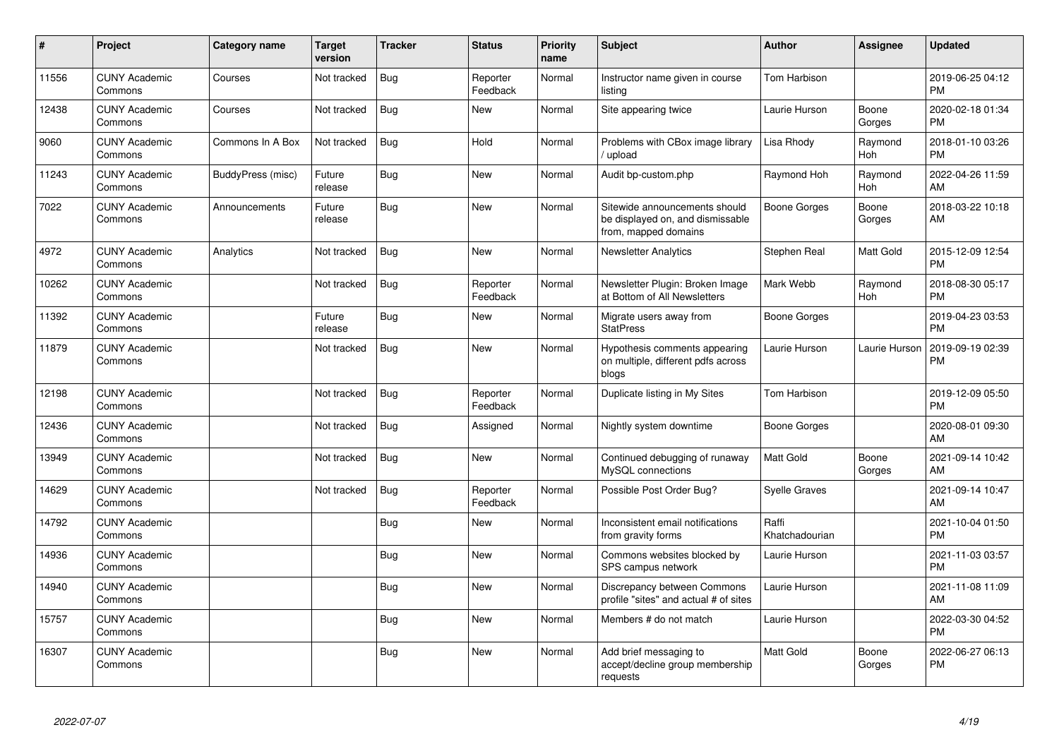| # | Project | Category name | Target version | Tracker | Status | Priority name | Subject | Author | Assignee | Updated |
|---|---|---|---|---|---|---|---|---|---|---|
| 11556 | CUNY Academic Commons | Courses | Not tracked | Bug | Reporter Feedback | Normal | Instructor name given in course listing | Tom Harbison | | 2019-06-25 04:12 PM |
| 12438 | CUNY Academic Commons | Courses | Not tracked | Bug | New | Normal | Site appearing twice | Laurie Hurson | Boone Gorges | 2020-02-18 01:34 PM |
| 9060 | CUNY Academic Commons | Commons In A Box | Not tracked | Bug | Hold | Normal | Problems with CBox image library / upload | Lisa Rhody | Raymond Hoh | 2018-01-10 03:26 PM |
| 11243 | CUNY Academic Commons | BuddyPress (misc) | Future release | Bug | New | Normal | Audit bp-custom.php | Raymond Hoh | Raymond Hoh | 2022-04-26 11:59 AM |
| 7022 | CUNY Academic Commons | Announcements | Future release | Bug | New | Normal | Sitewide announcements should be displayed on, and dismissable from, mapped domains | Boone Gorges | Boone Gorges | 2018-03-22 10:18 AM |
| 4972 | CUNY Academic Commons | Analytics | Not tracked | Bug | New | Normal | Newsletter Analytics | Stephen Real | Matt Gold | 2015-12-09 12:54 PM |
| 10262 | CUNY Academic Commons | | Not tracked | Bug | Reporter Feedback | Normal | Newsletter Plugin: Broken Image at Bottom of All Newsletters | Mark Webb | Raymond Hoh | 2018-08-30 05:17 PM |
| 11392 | CUNY Academic Commons | | Future release | Bug | New | Normal | Migrate users away from StatPress | Boone Gorges | | 2019-04-23 03:53 PM |
| 11879 | CUNY Academic Commons | | Not tracked | Bug | New | Normal | Hypothesis comments appearing on multiple, different pdfs across blogs | Laurie Hurson | Laurie Hurson | 2019-09-19 02:39 PM |
| 12198 | CUNY Academic Commons | | Not tracked | Bug | Reporter Feedback | Normal | Duplicate listing in My Sites | Tom Harbison | | 2019-12-09 05:50 PM |
| 12436 | CUNY Academic Commons | | Not tracked | Bug | Assigned | Normal | Nightly system downtime | Boone Gorges | | 2020-08-01 09:30 AM |
| 13949 | CUNY Academic Commons | | Not tracked | Bug | New | Normal | Continued debugging of runaway MySQL connections | Matt Gold | Boone Gorges | 2021-09-14 10:42 AM |
| 14629 | CUNY Academic Commons | | Not tracked | Bug | Reporter Feedback | Normal | Possible Post Order Bug? | Syelle Graves | | 2021-09-14 10:47 AM |
| 14792 | CUNY Academic Commons | | | Bug | New | Normal | Inconsistent email notifications from gravity forms | Raffi Khatchadourian | | 2021-10-04 01:50 PM |
| 14936 | CUNY Academic Commons | | | Bug | New | Normal | Commons websites blocked by SPS campus network | Laurie Hurson | | 2021-11-03 03:57 PM |
| 14940 | CUNY Academic Commons | | | Bug | New | Normal | Discrepancy between Commons profile "sites" and actual # of sites | Laurie Hurson | | 2021-11-08 11:09 AM |
| 15757 | CUNY Academic Commons | | | Bug | New | Normal | Members # do not match | Laurie Hurson | | 2022-03-30 04:52 PM |
| 16307 | CUNY Academic Commons | | | Bug | New | Normal | Add brief messaging to accept/decline group membership requests | Matt Gold | Boone Gorges | 2022-06-27 06:13 PM |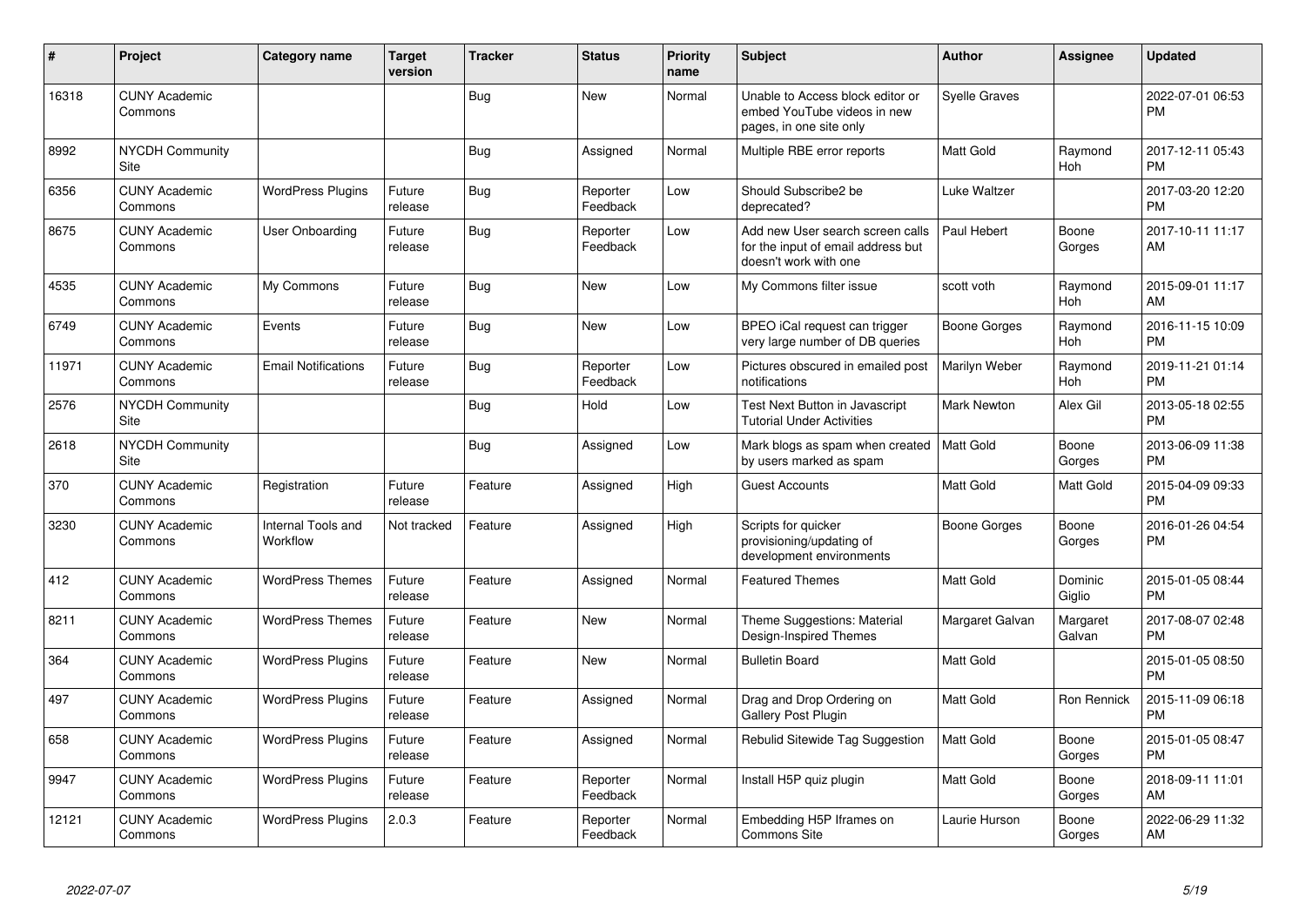| # | Project | Category name | Target version | Tracker | Status | Priority name | Subject | Author | Assignee | Updated |
|---|---|---|---|---|---|---|---|---|---|---|
| 16318 | CUNY Academic Commons | | | Bug | New | Normal | Unable to Access block editor or embed YouTube videos in new pages, in one site only | Syelle Graves | | 2022-07-01 06:53 PM |
| 8992 | NYCDH Community Site | | | Bug | Assigned | Normal | Multiple RBE error reports | Matt Gold | Raymond Hoh | 2017-12-11 05:43 PM |
| 6356 | CUNY Academic Commons | WordPress Plugins | Future release | Bug | Reporter Feedback | Low | Should Subscribe2 be deprecated? | Luke Waltzer | | 2017-03-20 12:20 PM |
| 8675 | CUNY Academic Commons | User Onboarding | Future release | Bug | Reporter Feedback | Low | Add new User search screen calls for the input of email address but doesn't work with one | Paul Hebert | Boone Gorges | 2017-10-11 11:17 AM |
| 4535 | CUNY Academic Commons | My Commons | Future release | Bug | New | Low | My Commons filter issue | scott voth | Raymond Hoh | 2015-09-01 11:17 AM |
| 6749 | CUNY Academic Commons | Events | Future release | Bug | New | Low | BPEO iCal request can trigger very large number of DB queries | Boone Gorges | Raymond Hoh | 2016-11-15 10:09 PM |
| 11971 | CUNY Academic Commons | Email Notifications | Future release | Bug | Reporter Feedback | Low | Pictures obscured in emailed post notifications | Marilyn Weber | Raymond Hoh | 2019-11-21 01:14 PM |
| 2576 | NYCDH Community Site | | | Bug | Hold | Low | Test Next Button in Javascript Tutorial Under Activities | Mark Newton | Alex Gil | 2013-05-18 02:55 PM |
| 2618 | NYCDH Community Site | | | Bug | Assigned | Low | Mark blogs as spam when created by users marked as spam | Matt Gold | Boone Gorges | 2013-06-09 11:38 PM |
| 370 | CUNY Academic Commons | Registration | Future release | Feature | Assigned | High | Guest Accounts | Matt Gold | Matt Gold | 2015-04-09 09:33 PM |
| 3230 | CUNY Academic Commons | Internal Tools and Workflow | Not tracked | Feature | Assigned | High | Scripts for quicker provisioning/updating of development environments | Boone Gorges | Boone Gorges | 2016-01-26 04:54 PM |
| 412 | CUNY Academic Commons | WordPress Themes | Future release | Feature | Assigned | Normal | Featured Themes | Matt Gold | Dominic Giglio | 2015-01-05 08:44 PM |
| 8211 | CUNY Academic Commons | WordPress Themes | Future release | Feature | New | Normal | Theme Suggestions: Material Design-Inspired Themes | Margaret Galvan | Margaret Galvan | 2017-08-07 02:48 PM |
| 364 | CUNY Academic Commons | WordPress Plugins | Future release | Feature | New | Normal | Bulletin Board | Matt Gold | | 2015-01-05 08:50 PM |
| 497 | CUNY Academic Commons | WordPress Plugins | Future release | Feature | Assigned | Normal | Drag and Drop Ordering on Gallery Post Plugin | Matt Gold | Ron Rennick | 2015-11-09 06:18 PM |
| 658 | CUNY Academic Commons | WordPress Plugins | Future release | Feature | Assigned | Normal | Rebulid Sitewide Tag Suggestion | Matt Gold | Boone Gorges | 2015-01-05 08:47 PM |
| 9947 | CUNY Academic Commons | WordPress Plugins | Future release | Feature | Reporter Feedback | Normal | Install H5P quiz plugin | Matt Gold | Boone Gorges | 2018-09-11 11:01 AM |
| 12121 | CUNY Academic Commons | WordPress Plugins | 2.0.3 | Feature | Reporter Feedback | Normal | Embedding H5P Iframes on Commons Site | Laurie Hurson | Boone Gorges | 2022-06-29 11:32 AM |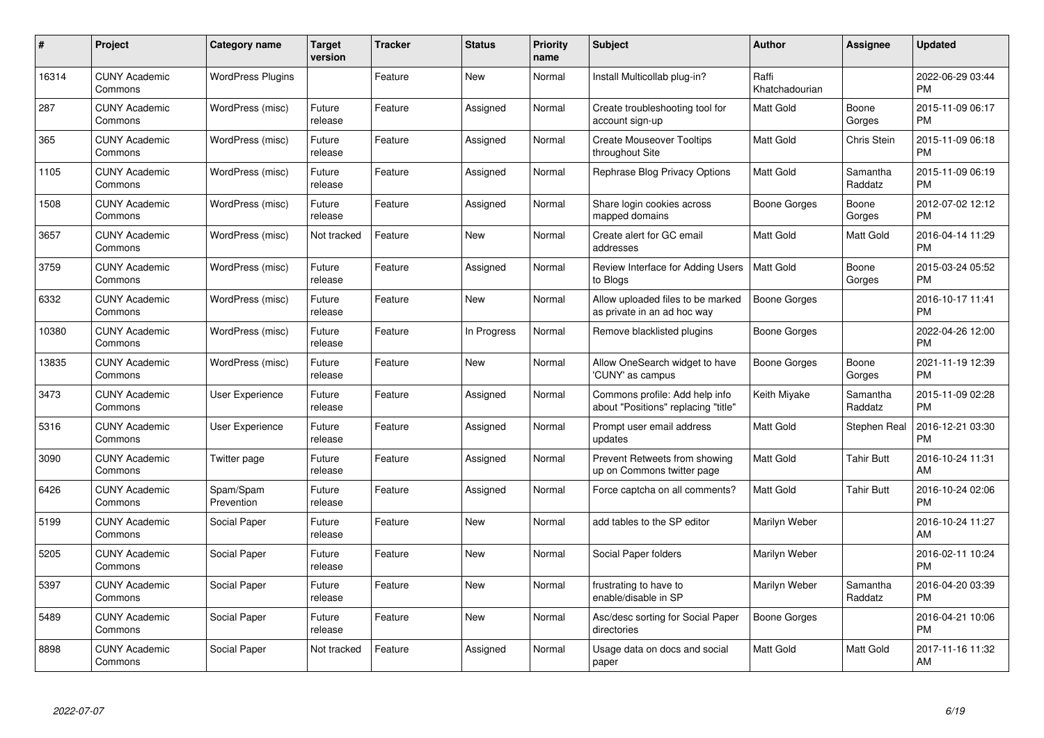| # | Project | Category name | Target version | Tracker | Status | Priority name | Subject | Author | Assignee | Updated |
|---|---|---|---|---|---|---|---|---|---|---|
| 16314 | CUNY Academic Commons | WordPress Plugins | | Feature | New | Normal | Install Multicollab plug-in? | Raffi Khatchadourian | | 2022-06-29 03:44 PM |
| 287 | CUNY Academic Commons | WordPress (misc) | Future release | Feature | Assigned | Normal | Create troubleshooting tool for account sign-up | Matt Gold | Boone Gorges | 2015-11-09 06:17 PM |
| 365 | CUNY Academic Commons | WordPress (misc) | Future release | Feature | Assigned | Normal | Create Mouseover Tooltips throughout Site | Matt Gold | Chris Stein | 2015-11-09 06:18 PM |
| 1105 | CUNY Academic Commons | WordPress (misc) | Future release | Feature | Assigned | Normal | Rephrase Blog Privacy Options | Matt Gold | Samantha Raddatz | 2015-11-09 06:19 PM |
| 1508 | CUNY Academic Commons | WordPress (misc) | Future release | Feature | Assigned | Normal | Share login cookies across mapped domains | Boone Gorges | Boone Gorges | 2012-07-02 12:12 PM |
| 3657 | CUNY Academic Commons | WordPress (misc) | Not tracked | Feature | New | Normal | Create alert for GC email addresses | Matt Gold | Matt Gold | 2016-04-14 11:29 PM |
| 3759 | CUNY Academic Commons | WordPress (misc) | Future release | Feature | Assigned | Normal | Review Interface for Adding Users to Blogs | Matt Gold | Boone Gorges | 2015-03-24 05:52 PM |
| 6332 | CUNY Academic Commons | WordPress (misc) | Future release | Feature | New | Normal | Allow uploaded files to be marked as private in an ad hoc way | Boone Gorges | | 2016-10-17 11:41 PM |
| 10380 | CUNY Academic Commons | WordPress (misc) | Future release | Feature | In Progress | Normal | Remove blacklisted plugins | Boone Gorges | | 2022-04-26 12:00 PM |
| 13835 | CUNY Academic Commons | WordPress (misc) | Future release | Feature | New | Normal | Allow OneSearch widget to have 'CUNY' as campus | Boone Gorges | Boone Gorges | 2021-11-19 12:39 PM |
| 3473 | CUNY Academic Commons | User Experience | Future release | Feature | Assigned | Normal | Commons profile: Add help info about "Positions" replacing "title" | Keith Miyake | Samantha Raddatz | 2015-11-09 02:28 PM |
| 5316 | CUNY Academic Commons | User Experience | Future release | Feature | Assigned | Normal | Prompt user email address updates | Matt Gold | Stephen Real | 2016-12-21 03:30 PM |
| 3090 | CUNY Academic Commons | Twitter page | Future release | Feature | Assigned | Normal | Prevent Retweets from showing up on Commons twitter page | Matt Gold | Tahir Butt | 2016-10-24 11:31 AM |
| 6426 | CUNY Academic Commons | Spam/Spam Prevention | Future release | Feature | Assigned | Normal | Force captcha on all comments? | Matt Gold | Tahir Butt | 2016-10-24 02:06 PM |
| 5199 | CUNY Academic Commons | Social Paper | Future release | Feature | New | Normal | add tables to the SP editor | Marilyn Weber | | 2016-10-24 11:27 AM |
| 5205 | CUNY Academic Commons | Social Paper | Future release | Feature | New | Normal | Social Paper folders | Marilyn Weber | | 2016-02-11 10:24 PM |
| 5397 | CUNY Academic Commons | Social Paper | Future release | Feature | New | Normal | frustrating to have to enable/disable in SP | Marilyn Weber | Samantha Raddatz | 2016-04-20 03:39 PM |
| 5489 | CUNY Academic Commons | Social Paper | Future release | Feature | New | Normal | Asc/desc sorting for Social Paper directories | Boone Gorges | | 2016-04-21 10:06 PM |
| 8898 | CUNY Academic Commons | Social Paper | Not tracked | Feature | Assigned | Normal | Usage data on docs and social paper | Matt Gold | Matt Gold | 2017-11-16 11:32 AM |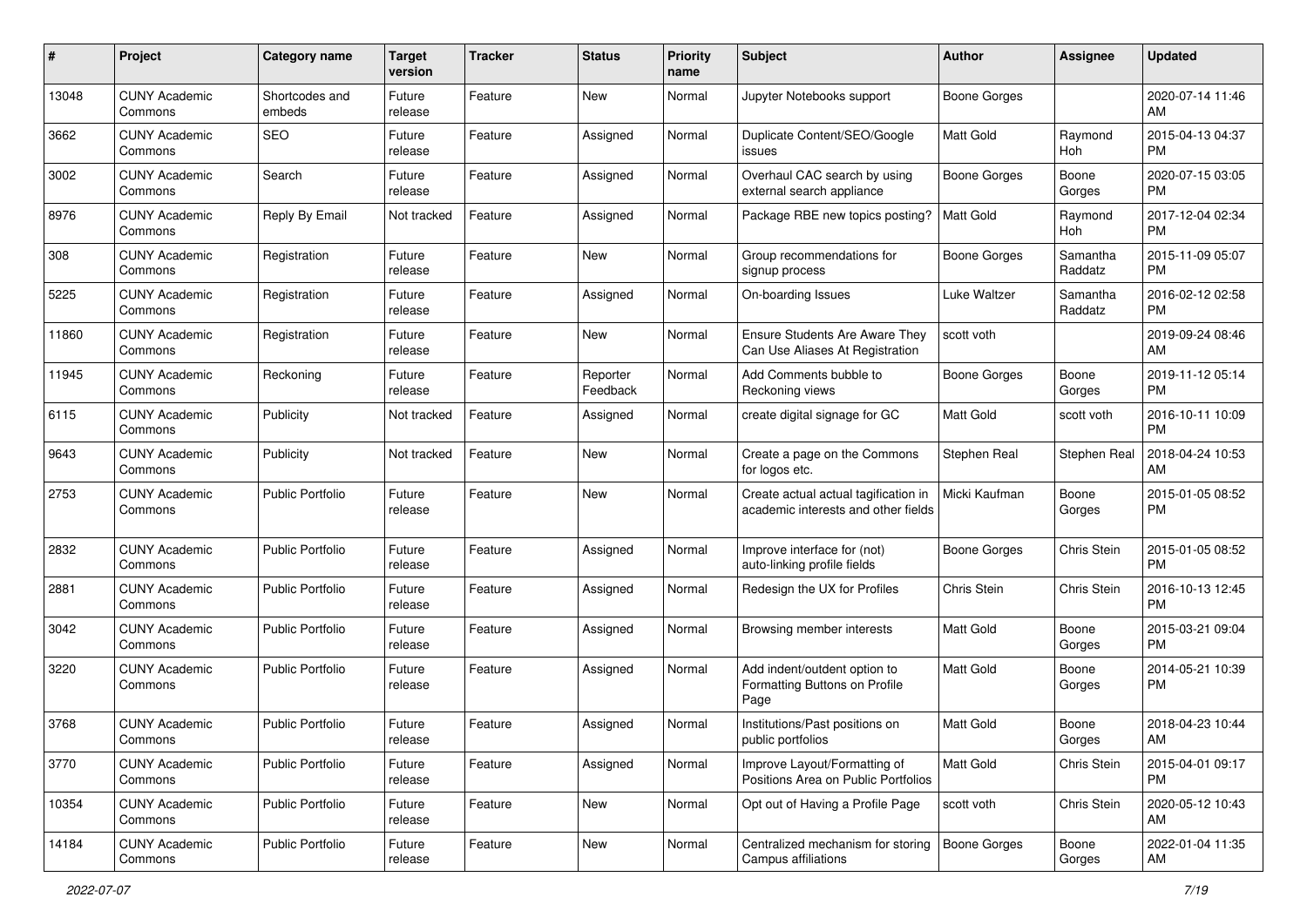| # | Project | Category name | Target version | Tracker | Status | Priority name | Subject | Author | Assignee | Updated |
|---|---|---|---|---|---|---|---|---|---|---|
| 13048 | CUNY Academic Commons | Shortcodes and embeds | Future release | Feature | New | Normal | Jupyter Notebooks support | Boone Gorges | | 2020-07-14 11:46 AM |
| 3662 | CUNY Academic Commons | SEO | Future release | Feature | Assigned | Normal | Duplicate Content/SEO/Google issues | Matt Gold | Raymond Hoh | 2015-04-13 04:37 PM |
| 3002 | CUNY Academic Commons | Search | Future release | Feature | Assigned | Normal | Overhaul CAC search by using external search appliance | Boone Gorges | Boone Gorges | 2020-07-15 03:05 PM |
| 8976 | CUNY Academic Commons | Reply By Email | Not tracked | Feature | Assigned | Normal | Package RBE new topics posting? | Matt Gold | Raymond Hoh | 2017-12-04 02:34 PM |
| 308 | CUNY Academic Commons | Registration | Future release | Feature | New | Normal | Group recommendations for signup process | Boone Gorges | Samantha Raddatz | 2015-11-09 05:07 PM |
| 5225 | CUNY Academic Commons | Registration | Future release | Feature | Assigned | Normal | On-boarding Issues | Luke Waltzer | Samantha Raddatz | 2016-02-12 02:58 PM |
| 11860 | CUNY Academic Commons | Registration | Future release | Feature | New | Normal | Ensure Students Are Aware They Can Use Aliases At Registration | scott voth | | 2019-09-24 08:46 AM |
| 11945 | CUNY Academic Commons | Reckoning | Future release | Feature | Reporter Feedback | Normal | Add Comments bubble to Reckoning views | Boone Gorges | Boone Gorges | 2019-11-12 05:14 PM |
| 6115 | CUNY Academic Commons | Publicity | Not tracked | Feature | Assigned | Normal | create digital signage for GC | Matt Gold | scott voth | 2016-10-11 10:09 PM |
| 9643 | CUNY Academic Commons | Publicity | Not tracked | Feature | New | Normal | Create a page on the Commons for logos etc. | Stephen Real | Stephen Real | 2018-04-24 10:53 AM |
| 2753 | CUNY Academic Commons | Public Portfolio | Future release | Feature | New | Normal | Create actual actual tagification in academic interests and other fields | Micki Kaufman | Boone Gorges | 2015-01-05 08:52 PM |
| 2832 | CUNY Academic Commons | Public Portfolio | Future release | Feature | Assigned | Normal | Improve interface for (not) auto-linking profile fields | Boone Gorges | Chris Stein | 2015-01-05 08:52 PM |
| 2881 | CUNY Academic Commons | Public Portfolio | Future release | Feature | Assigned | Normal | Redesign the UX for Profiles | Chris Stein | Chris Stein | 2016-10-13 12:45 PM |
| 3042 | CUNY Academic Commons | Public Portfolio | Future release | Feature | Assigned | Normal | Browsing member interests | Matt Gold | Boone Gorges | 2015-03-21 09:04 PM |
| 3220 | CUNY Academic Commons | Public Portfolio | Future release | Feature | Assigned | Normal | Add indent/outdent option to Formatting Buttons on Profile Page | Matt Gold | Boone Gorges | 2014-05-21 10:39 PM |
| 3768 | CUNY Academic Commons | Public Portfolio | Future release | Feature | Assigned | Normal | Institutions/Past positions on public portfolios | Matt Gold | Boone Gorges | 2018-04-23 10:44 AM |
| 3770 | CUNY Academic Commons | Public Portfolio | Future release | Feature | Assigned | Normal | Improve Layout/Formatting of Positions Area on Public Portfolios | Matt Gold | Chris Stein | 2015-04-01 09:17 PM |
| 10354 | CUNY Academic Commons | Public Portfolio | Future release | Feature | New | Normal | Opt out of Having a Profile Page | scott voth | Chris Stein | 2020-05-12 10:43 AM |
| 14184 | CUNY Academic Commons | Public Portfolio | Future release | Feature | New | Normal | Centralized mechanism for storing Campus affiliations | Boone Gorges | Boone Gorges | 2022-01-04 11:35 AM |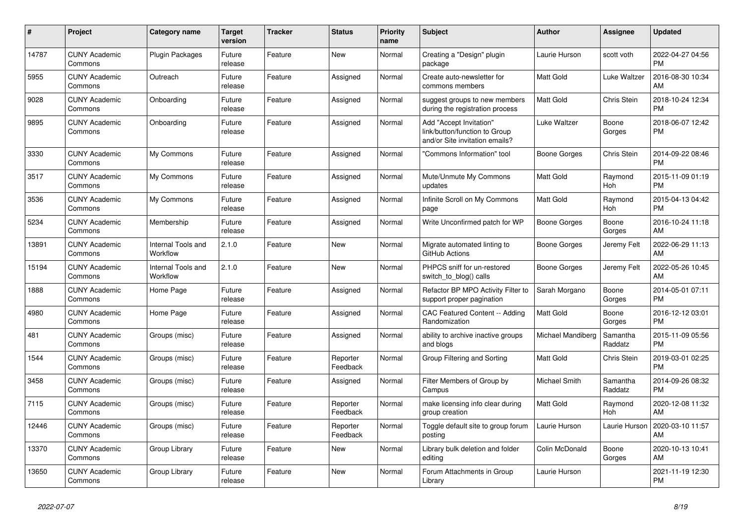| # | Project | Category name | Target version | Tracker | Status | Priority name | Subject | Author | Assignee | Updated |
|---|---|---|---|---|---|---|---|---|---|---|
| 14787 | CUNY Academic Commons | Plugin Packages | Future release | Feature | New | Normal | Creating a "Design" plugin package | Laurie Hurson | scott voth | 2022-04-27 04:56 PM |
| 5955 | CUNY Academic Commons | Outreach | Future release | Feature | Assigned | Normal | Create auto-newsletter for commons members | Matt Gold | Luke Waltzer | 2016-08-30 10:34 AM |
| 9028 | CUNY Academic Commons | Onboarding | Future release | Feature | Assigned | Normal | suggest groups to new members during the registration process | Matt Gold | Chris Stein | 2018-10-24 12:34 PM |
| 9895 | CUNY Academic Commons | Onboarding | Future release | Feature | Assigned | Normal | Add "Accept Invitation" link/button/function to Group and/or Site invitation emails? | Luke Waltzer | Boone Gorges | 2018-06-07 12:42 PM |
| 3330 | CUNY Academic Commons | My Commons | Future release | Feature | Assigned | Normal | "Commons Information" tool | Boone Gorges | Chris Stein | 2014-09-22 08:46 PM |
| 3517 | CUNY Academic Commons | My Commons | Future release | Feature | Assigned | Normal | Mute/Unmute My Commons updates | Matt Gold | Raymond Hoh | 2015-11-09 01:19 PM |
| 3536 | CUNY Academic Commons | My Commons | Future release | Feature | Assigned | Normal | Infinite Scroll on My Commons page | Matt Gold | Raymond Hoh | 2015-04-13 04:42 PM |
| 5234 | CUNY Academic Commons | Membership | Future release | Feature | Assigned | Normal | Write Unconfirmed patch for WP | Boone Gorges | Boone Gorges | 2016-10-24 11:18 AM |
| 13891 | CUNY Academic Commons | Internal Tools and Workflow | 2.1.0 | Feature | New | Normal | Migrate automated linting to GitHub Actions | Boone Gorges | Jeremy Felt | 2022-06-29 11:13 AM |
| 15194 | CUNY Academic Commons | Internal Tools and Workflow | 2.1.0 | Feature | New | Normal | PHPCS sniff for un-restored switch_to_blog() calls | Boone Gorges | Jeremy Felt | 2022-05-26 10:45 AM |
| 1888 | CUNY Academic Commons | Home Page | Future release | Feature | Assigned | Normal | Refactor BP MPO Activity Filter to support proper pagination | Sarah Morgano | Boone Gorges | 2014-05-01 07:11 PM |
| 4980 | CUNY Academic Commons | Home Page | Future release | Feature | Assigned | Normal | CAC Featured Content -- Adding Randomization | Matt Gold | Boone Gorges | 2016-12-12 03:01 PM |
| 481 | CUNY Academic Commons | Groups (misc) | Future release | Feature | Assigned | Normal | ability to archive inactive groups and blogs | Michael Mandiberg | Samantha Raddatz | 2015-11-09 05:56 PM |
| 1544 | CUNY Academic Commons | Groups (misc) | Future release | Feature | Reporter Feedback | Normal | Group Filtering and Sorting | Matt Gold | Chris Stein | 2019-03-01 02:25 PM |
| 3458 | CUNY Academic Commons | Groups (misc) | Future release | Feature | Assigned | Normal | Filter Members of Group by Campus | Michael Smith | Samantha Raddatz | 2014-09-26 08:32 PM |
| 7115 | CUNY Academic Commons | Groups (misc) | Future release | Feature | Reporter Feedback | Normal | make licensing info clear during group creation | Matt Gold | Raymond Hoh | 2020-12-08 11:32 AM |
| 12446 | CUNY Academic Commons | Groups (misc) | Future release | Feature | Reporter Feedback | Normal | Toggle default site to group forum posting | Laurie Hurson | Laurie Hurson | 2020-03-10 11:57 AM |
| 13370 | CUNY Academic Commons | Group Library | Future release | Feature | New | Normal | Library bulk deletion and folder editing | Colin McDonald | Boone Gorges | 2020-10-13 10:41 AM |
| 13650 | CUNY Academic Commons | Group Library | Future release | Feature | New | Normal | Forum Attachments in Group Library | Laurie Hurson | | 2021-11-19 12:30 PM |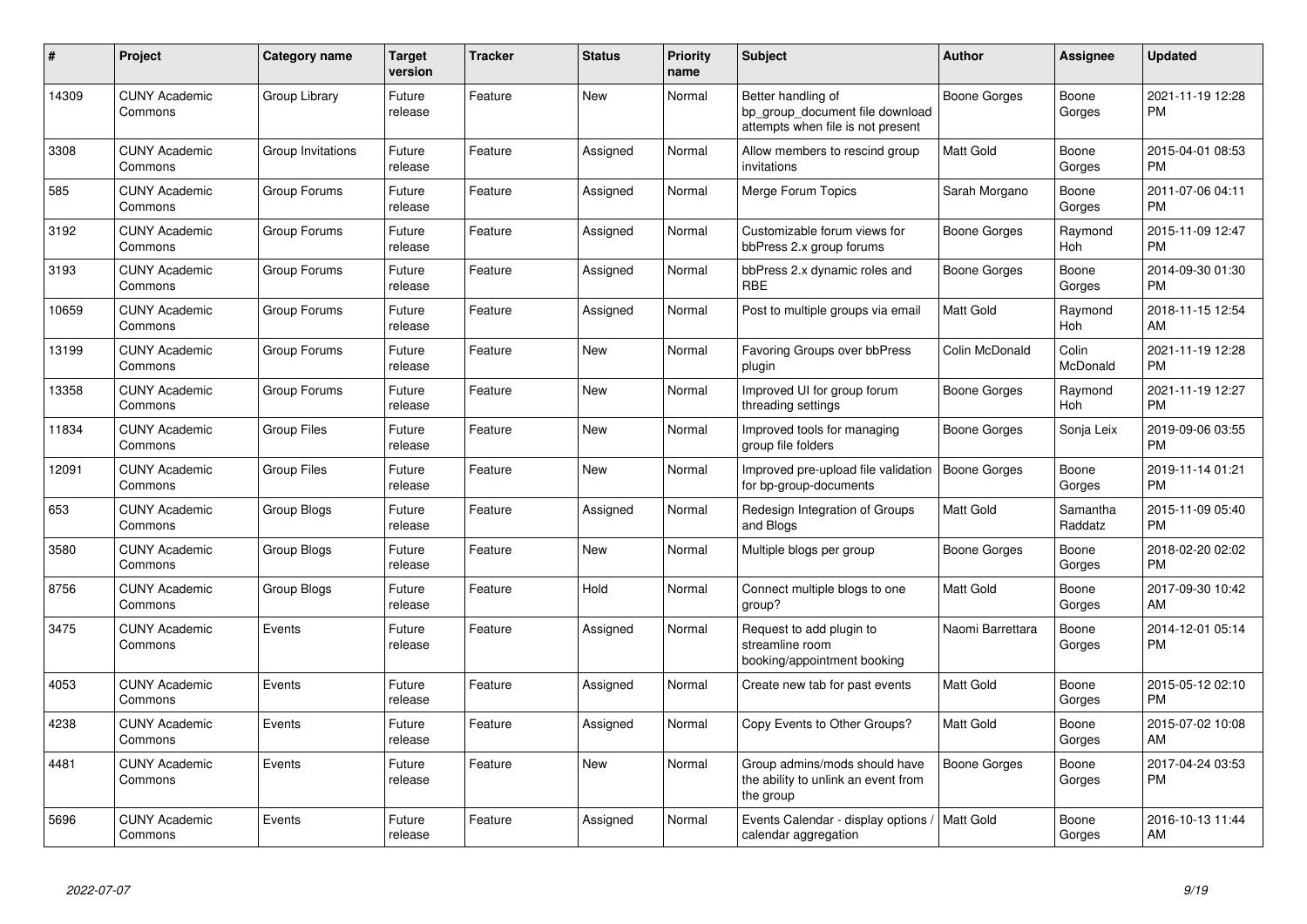| # | Project | Category name | Target version | Tracker | Status | Priority name | Subject | Author | Assignee | Updated |
|---|---|---|---|---|---|---|---|---|---|---|
| 14309 | CUNY Academic Commons | Group Library | Future release | Feature | New | Normal | Better handling of bp_group_document file download attempts when file is not present | Boone Gorges | Boone Gorges | 2021-11-19 12:28 PM |
| 3308 | CUNY Academic Commons | Group Invitations | Future release | Feature | Assigned | Normal | Allow members to rescind group invitations | Matt Gold | Boone Gorges | 2015-04-01 08:53 PM |
| 585 | CUNY Academic Commons | Group Forums | Future release | Feature | Assigned | Normal | Merge Forum Topics | Sarah Morgano | Boone Gorges | 2011-07-06 04:11 PM |
| 3192 | CUNY Academic Commons | Group Forums | Future release | Feature | Assigned | Normal | Customizable forum views for bbPress 2.x group forums | Boone Gorges | Raymond Hoh | 2015-11-09 12:47 PM |
| 3193 | CUNY Academic Commons | Group Forums | Future release | Feature | Assigned | Normal | bbPress 2.x dynamic roles and RBE | Boone Gorges | Boone Gorges | 2014-09-30 01:30 PM |
| 10659 | CUNY Academic Commons | Group Forums | Future release | Feature | Assigned | Normal | Post to multiple groups via email | Matt Gold | Raymond Hoh | 2018-11-15 12:54 AM |
| 13199 | CUNY Academic Commons | Group Forums | Future release | Feature | New | Normal | Favoring Groups over bbPress plugin | Colin McDonald | Colin McDonald | 2021-11-19 12:28 PM |
| 13358 | CUNY Academic Commons | Group Forums | Future release | Feature | New | Normal | Improved UI for group forum threading settings | Boone Gorges | Raymond Hoh | 2021-11-19 12:27 PM |
| 11834 | CUNY Academic Commons | Group Files | Future release | Feature | New | Normal | Improved tools for managing group file folders | Boone Gorges | Sonja Leix | 2019-09-06 03:55 PM |
| 12091 | CUNY Academic Commons | Group Files | Future release | Feature | New | Normal | Improved pre-upload file validation for bp-group-documents | Boone Gorges | Boone Gorges | 2019-11-14 01:21 PM |
| 653 | CUNY Academic Commons | Group Blogs | Future release | Feature | Assigned | Normal | Redesign Integration of Groups and Blogs | Matt Gold | Samantha Raddatz | 2015-11-09 05:40 PM |
| 3580 | CUNY Academic Commons | Group Blogs | Future release | Feature | New | Normal | Multiple blogs per group | Boone Gorges | Boone Gorges | 2018-02-20 02:02 PM |
| 8756 | CUNY Academic Commons | Group Blogs | Future release | Feature | Hold | Normal | Connect multiple blogs to one group? | Matt Gold | Boone Gorges | 2017-09-30 10:42 AM |
| 3475 | CUNY Academic Commons | Events | Future release | Feature | Assigned | Normal | Request to add plugin to streamline room booking/appointment booking | Naomi Barrettara | Boone Gorges | 2014-12-01 05:14 PM |
| 4053 | CUNY Academic Commons | Events | Future release | Feature | Assigned | Normal | Create new tab for past events | Matt Gold | Boone Gorges | 2015-05-12 02:10 PM |
| 4238 | CUNY Academic Commons | Events | Future release | Feature | Assigned | Normal | Copy Events to Other Groups? | Matt Gold | Boone Gorges | 2015-07-02 10:08 AM |
| 4481 | CUNY Academic Commons | Events | Future release | Feature | New | Normal | Group admins/mods should have the ability to unlink an event from the group | Boone Gorges | Boone Gorges | 2017-04-24 03:53 PM |
| 5696 | CUNY Academic Commons | Events | Future release | Feature | Assigned | Normal | Events Calendar - display options / calendar aggregation | Matt Gold | Boone Gorges | 2016-10-13 11:44 AM |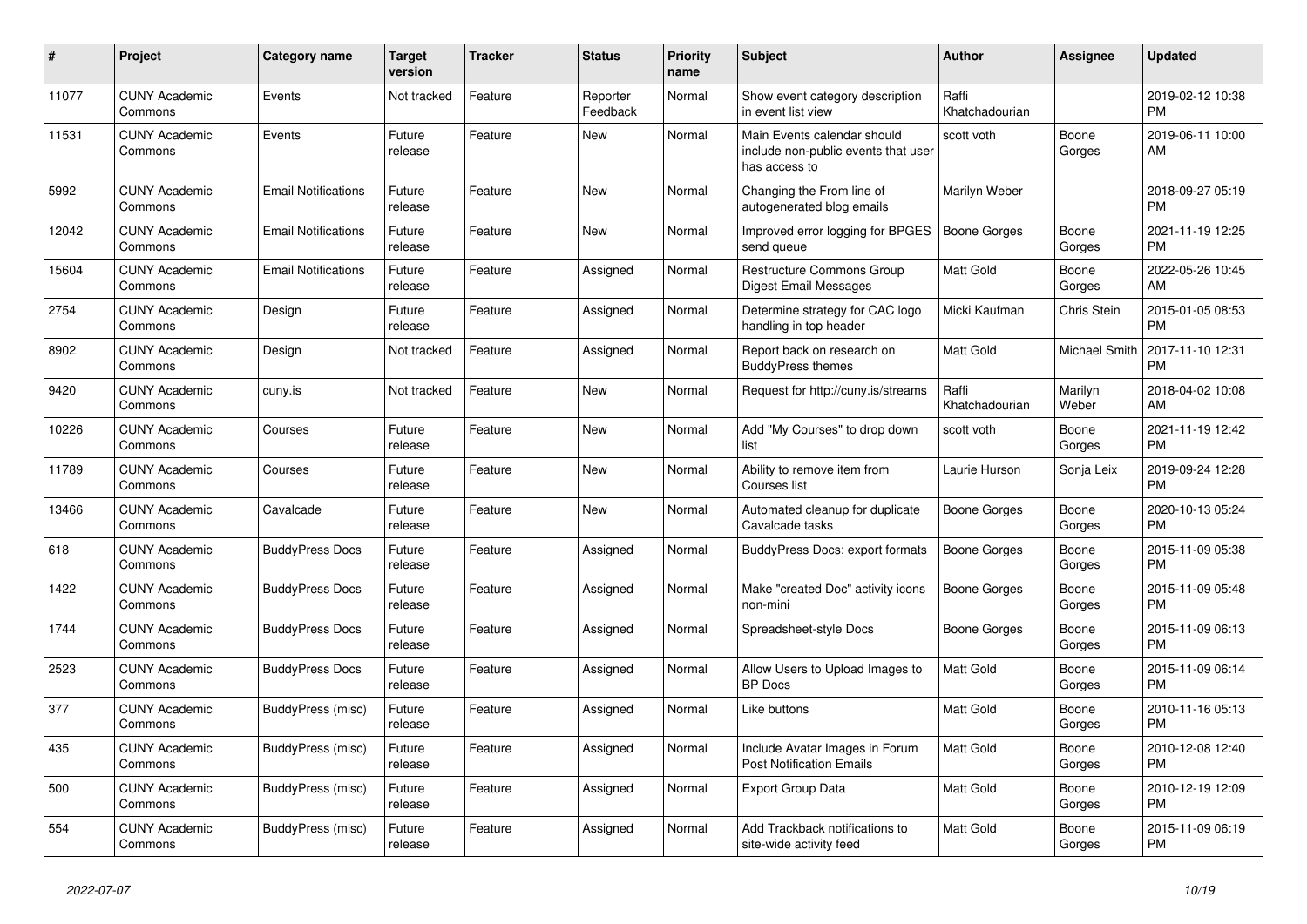| # | Project | Category name | Target version | Tracker | Status | Priority name | Subject | Author | Assignee | Updated |
|---|---|---|---|---|---|---|---|---|---|---|
| 11077 | CUNY Academic Commons | Events | Not tracked | Feature | Reporter Feedback | Normal | Show event category description in event list view | Raffi Khatchadourian | | 2019-02-12 10:38 PM |
| 11531 | CUNY Academic Commons | Events | Future release | Feature | New | Normal | Main Events calendar should include non-public events that user has access to | scott voth | Boone Gorges | 2019-06-11 10:00 AM |
| 5992 | CUNY Academic Commons | Email Notifications | Future release | Feature | New | Normal | Changing the From line of autogenerated blog emails | Marilyn Weber | | 2018-09-27 05:19 PM |
| 12042 | CUNY Academic Commons | Email Notifications | Future release | Feature | New | Normal | Improved error logging for BPGES send queue | Boone Gorges | Boone Gorges | 2021-11-19 12:25 PM |
| 15604 | CUNY Academic Commons | Email Notifications | Future release | Feature | Assigned | Normal | Restructure Commons Group Digest Email Messages | Matt Gold | Boone Gorges | 2022-05-26 10:45 AM |
| 2754 | CUNY Academic Commons | Design | Future release | Feature | Assigned | Normal | Determine strategy for CAC logo handling in top header | Micki Kaufman | Chris Stein | 2015-01-05 08:53 PM |
| 8902 | CUNY Academic Commons | Design | Not tracked | Feature | Assigned | Normal | Report back on research on BuddyPress themes | Matt Gold | Michael Smith | 2017-11-10 12:31 PM |
| 9420 | CUNY Academic Commons | cuny.is | Not tracked | Feature | New | Normal | Request for http://cuny.is/streams | Raffi Khatchadourian | Marilyn Weber | 2018-04-02 10:08 AM |
| 10226 | CUNY Academic Commons | Courses | Future release | Feature | New | Normal | Add "My Courses" to drop down list | scott voth | Boone Gorges | 2021-11-19 12:42 PM |
| 11789 | CUNY Academic Commons | Courses | Future release | Feature | New | Normal | Ability to remove item from Courses list | Laurie Hurson | Sonja Leix | 2019-09-24 12:28 PM |
| 13466 | CUNY Academic Commons | Cavalcade | Future release | Feature | New | Normal | Automated cleanup for duplicate Cavalcade tasks | Boone Gorges | Boone Gorges | 2020-10-13 05:24 PM |
| 618 | CUNY Academic Commons | BuddyPress Docs | Future release | Feature | Assigned | Normal | BuddyPress Docs: export formats | Boone Gorges | Boone Gorges | 2015-11-09 05:38 PM |
| 1422 | CUNY Academic Commons | BuddyPress Docs | Future release | Feature | Assigned | Normal | Make "created Doc" activity icons non-mini | Boone Gorges | Boone Gorges | 2015-11-09 05:48 PM |
| 1744 | CUNY Academic Commons | BuddyPress Docs | Future release | Feature | Assigned | Normal | Spreadsheet-style Docs | Boone Gorges | Boone Gorges | 2015-11-09 06:13 PM |
| 2523 | CUNY Academic Commons | BuddyPress Docs | Future release | Feature | Assigned | Normal | Allow Users to Upload Images to BP Docs | Matt Gold | Boone Gorges | 2015-11-09 06:14 PM |
| 377 | CUNY Academic Commons | BuddyPress (misc) | Future release | Feature | Assigned | Normal | Like buttons | Matt Gold | Boone Gorges | 2010-11-16 05:13 PM |
| 435 | CUNY Academic Commons | BuddyPress (misc) | Future release | Feature | Assigned | Normal | Include Avatar Images in Forum Post Notification Emails | Matt Gold | Boone Gorges | 2010-12-08 12:40 PM |
| 500 | CUNY Academic Commons | BuddyPress (misc) | Future release | Feature | Assigned | Normal | Export Group Data | Matt Gold | Boone Gorges | 2010-12-19 12:09 PM |
| 554 | CUNY Academic Commons | BuddyPress (misc) | Future release | Feature | Assigned | Normal | Add Trackback notifications to site-wide activity feed | Matt Gold | Boone Gorges | 2015-11-09 06:19 PM |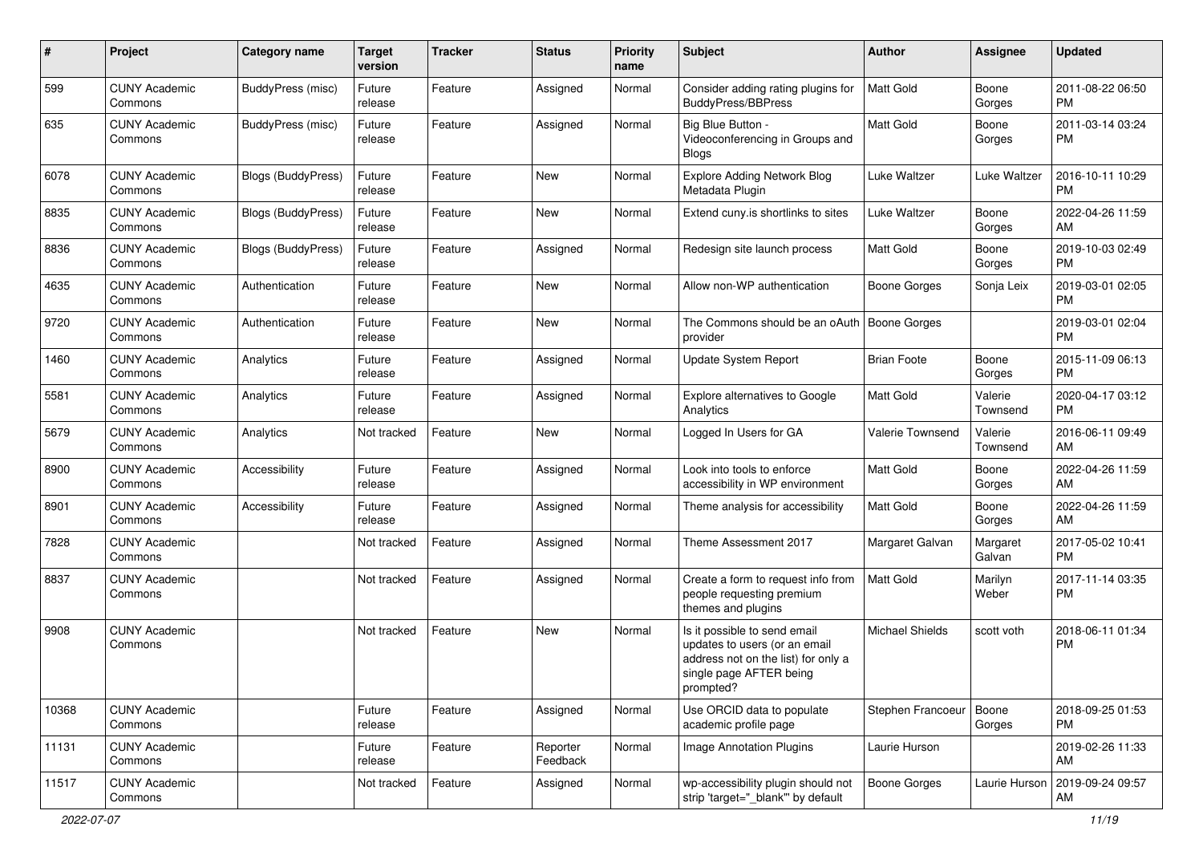| # | Project | Category name | Target version | Tracker | Status | Priority name | Subject | Author | Assignee | Updated |
|---|---|---|---|---|---|---|---|---|---|---|
| 599 | CUNY Academic Commons | BuddyPress (misc) | Future release | Feature | Assigned | Normal | Consider adding rating plugins for BuddyPress/BBPress | Matt Gold | Boone Gorges | 2011-08-22 06:50 PM |
| 635 | CUNY Academic Commons | BuddyPress (misc) | Future release | Feature | Assigned | Normal | Big Blue Button - Videoconferencing in Groups and Blogs | Matt Gold | Boone Gorges | 2011-03-14 03:24 PM |
| 6078 | CUNY Academic Commons | Blogs (BuddyPress) | Future release | Feature | New | Normal | Explore Adding Network Blog Metadata Plugin | Luke Waltzer | Luke Waltzer | 2016-10-11 10:29 PM |
| 8835 | CUNY Academic Commons | Blogs (BuddyPress) | Future release | Feature | New | Normal | Extend cuny.is shortlinks to sites | Luke Waltzer | Boone Gorges | 2022-04-26 11:59 AM |
| 8836 | CUNY Academic Commons | Blogs (BuddyPress) | Future release | Feature | Assigned | Normal | Redesign site launch process | Matt Gold | Boone Gorges | 2019-10-03 02:49 PM |
| 4635 | CUNY Academic Commons | Authentication | Future release | Feature | New | Normal | Allow non-WP authentication | Boone Gorges | Sonja Leix | 2019-03-01 02:05 PM |
| 9720 | CUNY Academic Commons | Authentication | Future release | Feature | New | Normal | The Commons should be an oAuth provider | Boone Gorges | | 2019-03-01 02:04 PM |
| 1460 | CUNY Academic Commons | Analytics | Future release | Feature | Assigned | Normal | Update System Report | Brian Foote | Boone Gorges | 2015-11-09 06:13 PM |
| 5581 | CUNY Academic Commons | Analytics | Future release | Feature | Assigned | Normal | Explore alternatives to Google Analytics | Matt Gold | Valerie Townsend | 2020-04-17 03:12 PM |
| 5679 | CUNY Academic Commons | Analytics | Not tracked | Feature | New | Normal | Logged In Users for GA | Valerie Townsend | Valerie Townsend | 2016-06-11 09:49 AM |
| 8900 | CUNY Academic Commons | Accessibility | Future release | Feature | Assigned | Normal | Look into tools to enforce accessibility in WP environment | Matt Gold | Boone Gorges | 2022-04-26 11:59 AM |
| 8901 | CUNY Academic Commons | Accessibility | Future release | Feature | Assigned | Normal | Theme analysis for accessibility | Matt Gold | Boone Gorges | 2022-04-26 11:59 AM |
| 7828 | CUNY Academic Commons | | Not tracked | Feature | Assigned | Normal | Theme Assessment 2017 | Margaret Galvan | Margaret Galvan | 2017-05-02 10:41 PM |
| 8837 | CUNY Academic Commons | | Not tracked | Feature | Assigned | Normal | Create a form to request info from people requesting premium themes and plugins | Matt Gold | Marilyn Weber | 2017-11-14 03:35 PM |
| 9908 | CUNY Academic Commons | | Not tracked | Feature | New | Normal | Is it possible to send email updates to users (or an email address not on the list) for only a single page AFTER being prompted? | Michael Shields | scott voth | 2018-06-11 01:34 PM |
| 10368 | CUNY Academic Commons | | Future release | Feature | Assigned | Normal | Use ORCID data to populate academic profile page | Stephen Francoeur | Boone Gorges | 2018-09-25 01:53 PM |
| 11131 | CUNY Academic Commons | | Future release | Feature | Reporter Feedback | Normal | Image Annotation Plugins | Laurie Hurson | | 2019-02-26 11:33 AM |
| 11517 | CUNY Academic Commons | | Not tracked | Feature | Assigned | Normal | wp-accessibility plugin should not strip 'target="_blank"' by default | Boone Gorges | Laurie Hurson | 2019-09-24 09:57 AM |

2022-07-07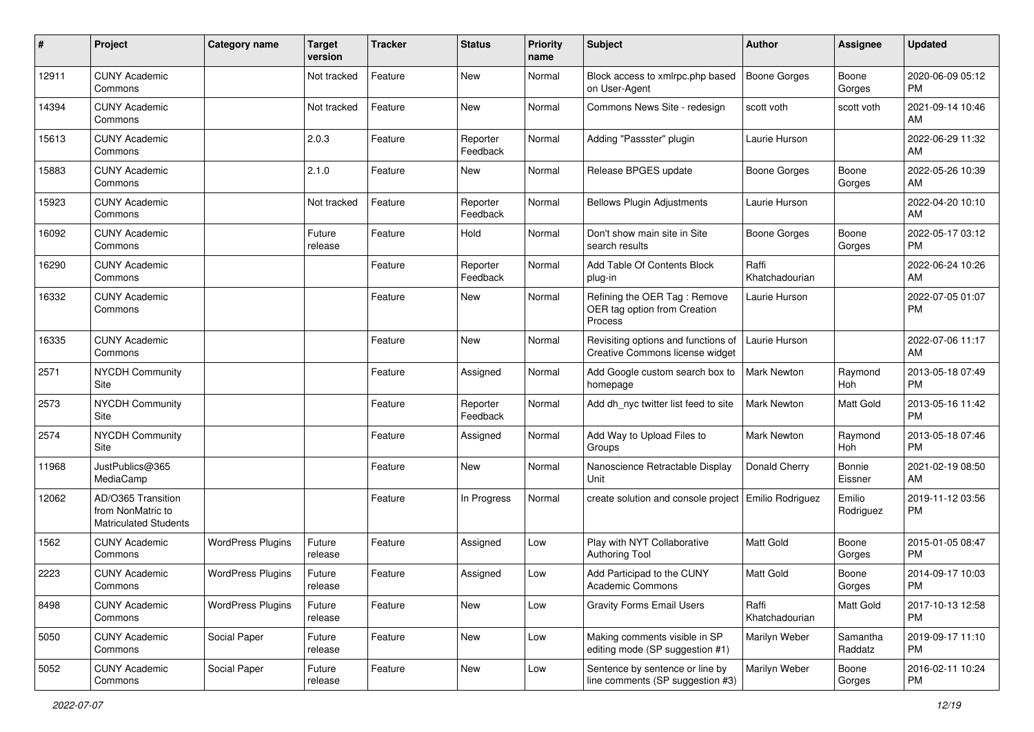| # | Project | Category name | Target version | Tracker | Status | Priority name | Subject | Author | Assignee | Updated |
|---|---|---|---|---|---|---|---|---|---|---|
| 12911 | CUNY Academic Commons | | Not tracked | Feature | New | Normal | Block access to xmlrpc.php based on User-Agent | Boone Gorges | Boone Gorges | 2020-06-09 05:12 PM |
| 14394 | CUNY Academic Commons | | Not tracked | Feature | New | Normal | Commons News Site - redesign | scott voth | scott voth | 2021-09-14 10:46 AM |
| 15613 | CUNY Academic Commons | | 2.0.3 | Feature | Reporter Feedback | Normal | Adding "Passster" plugin | Laurie Hurson | | 2022-06-29 11:32 AM |
| 15883 | CUNY Academic Commons | | 2.1.0 | Feature | New | Normal | Release BPGES update | Boone Gorges | Boone Gorges | 2022-05-26 10:39 AM |
| 15923 | CUNY Academic Commons | | Not tracked | Feature | Reporter Feedback | Normal | Bellows Plugin Adjustments | Laurie Hurson | | 2022-04-20 10:10 AM |
| 16092 | CUNY Academic Commons | | Future release | Feature | Hold | Normal | Don't show main site in Site search results | Boone Gorges | Boone Gorges | 2022-05-17 03:12 PM |
| 16290 | CUNY Academic Commons | | | Feature | Reporter Feedback | Normal | Add Table Of Contents Block plug-in | Raffi Khatchadourian | | 2022-06-24 10:26 AM |
| 16332 | CUNY Academic Commons | | | Feature | New | Normal | Refining the OER Tag : Remove OER tag option from Creation Process | Laurie Hurson | | 2022-07-05 01:07 PM |
| 16335 | CUNY Academic Commons | | | Feature | New | Normal | Revisiting options and functions of Creative Commons license widget | Laurie Hurson | | 2022-07-06 11:17 AM |
| 2571 | NYCDH Community Site | | | Feature | Assigned | Normal | Add Google custom search box to homepage | Mark Newton | Raymond Hoh | 2013-05-18 07:49 PM |
| 2573 | NYCDH Community Site | | | Feature | Reporter Feedback | Normal | Add dh_nyc twitter list feed to site | Mark Newton | Matt Gold | 2013-05-16 11:42 PM |
| 2574 | NYCDH Community Site | | | Feature | Assigned | Normal | Add Way to Upload Files to Groups | Mark Newton | Raymond Hoh | 2013-05-18 07:46 PM |
| 11968 | JustPublics@365 MediaCamp | | | Feature | New | Normal | Nanoscience Retractable Display Unit | Donald Cherry | Bonnie Eissner | 2021-02-19 08:50 AM |
| 12062 | AD/O365 Transition from NonMatric to Matriculated Students | | | Feature | In Progress | Normal | create solution and console project | Emilio Rodriguez | Emilio Rodriguez | 2019-11-12 03:56 PM |
| 1562 | CUNY Academic Commons | WordPress Plugins | Future release | Feature | Assigned | Low | Play with NYT Collaborative Authoring Tool | Matt Gold | Boone Gorges | 2015-01-05 08:47 PM |
| 2223 | CUNY Academic Commons | WordPress Plugins | Future release | Feature | Assigned | Low | Add Participad to the CUNY Academic Commons | Matt Gold | Boone Gorges | 2014-09-17 10:03 PM |
| 8498 | CUNY Academic Commons | WordPress Plugins | Future release | Feature | New | Low | Gravity Forms Email Users | Raffi Khatchadourian | Matt Gold | 2017-10-13 12:58 PM |
| 5050 | CUNY Academic Commons | Social Paper | Future release | Feature | New | Low | Making comments visible in SP editing mode (SP suggestion #1) | Marilyn Weber | Samantha Raddatz | 2019-09-17 11:10 PM |
| 5052 | CUNY Academic Commons | Social Paper | Future release | Feature | New | Low | Sentence by sentence or line by line comments (SP suggestion #3) | Marilyn Weber | Boone Gorges | 2016-02-11 10:24 PM |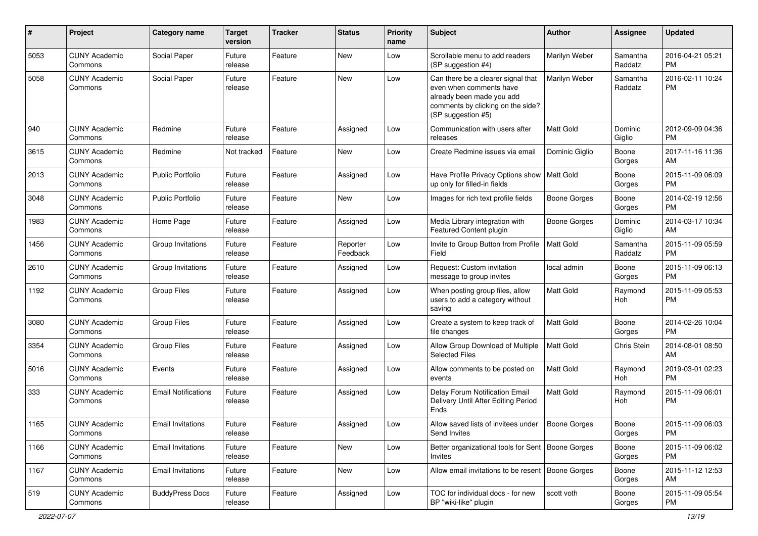| # | Project | Category name | Target version | Tracker | Status | Priority name | Subject | Author | Assignee | Updated |
|---|---|---|---|---|---|---|---|---|---|---|
| 5053 | CUNY Academic Commons | Social Paper | Future release | Feature | New | Low | Scrollable menu to add readers (SP suggestion #4) | Marilyn Weber | Samantha Raddatz | 2016-04-21 05:21 PM |
| 5058 | CUNY Academic Commons | Social Paper | Future release | Feature | New | Low | Can there be a clearer signal that even when comments have already been made you add comments by clicking on the side? (SP suggestion #5) | Marilyn Weber | Samantha Raddatz | 2016-02-11 10:24 PM |
| 940 | CUNY Academic Commons | Redmine | Future release | Feature | Assigned | Low | Communication with users after releases | Matt Gold | Dominic Giglio | 2012-09-09 04:36 PM |
| 3615 | CUNY Academic Commons | Redmine | Not tracked | Feature | New | Low | Create Redmine issues via email | Dominic Giglio | Boone Gorges | 2017-11-16 11:36 AM |
| 2013 | CUNY Academic Commons | Public Portfolio | Future release | Feature | Assigned | Low | Have Profile Privacy Options show up only for filled-in fields | Matt Gold | Boone Gorges | 2015-11-09 06:09 PM |
| 3048 | CUNY Academic Commons | Public Portfolio | Future release | Feature | New | Low | Images for rich text profile fields | Boone Gorges | Boone Gorges | 2014-02-19 12:56 PM |
| 1983 | CUNY Academic Commons | Home Page | Future release | Feature | Assigned | Low | Media Library integration with Featured Content plugin | Boone Gorges | Dominic Giglio | 2014-03-17 10:34 AM |
| 1456 | CUNY Academic Commons | Group Invitations | Future release | Feature | Reporter Feedback | Low | Invite to Group Button from Profile Field | Matt Gold | Samantha Raddatz | 2015-11-09 05:59 PM |
| 2610 | CUNY Academic Commons | Group Invitations | Future release | Feature | Assigned | Low | Request: Custom invitation message to group invites | local admin | Boone Gorges | 2015-11-09 06:13 PM |
| 1192 | CUNY Academic Commons | Group Files | Future release | Feature | Assigned | Low | When posting group files, allow users to add a category without saving | Matt Gold | Raymond Hoh | 2015-11-09 05:53 PM |
| 3080 | CUNY Academic Commons | Group Files | Future release | Feature | Assigned | Low | Create a system to keep track of file changes | Matt Gold | Boone Gorges | 2014-02-26 10:04 PM |
| 3354 | CUNY Academic Commons | Group Files | Future release | Feature | Assigned | Low | Allow Group Download of Multiple Selected Files | Matt Gold | Chris Stein | 2014-08-01 08:50 AM |
| 5016 | CUNY Academic Commons | Events | Future release | Feature | Assigned | Low | Allow comments to be posted on events | Matt Gold | Raymond Hoh | 2019-03-01 02:23 PM |
| 333 | CUNY Academic Commons | Email Notifications | Future release | Feature | Assigned | Low | Delay Forum Notification Email Delivery Until After Editing Period Ends | Matt Gold | Raymond Hoh | 2015-11-09 06:01 PM |
| 1165 | CUNY Academic Commons | Email Invitations | Future release | Feature | Assigned | Low | Allow saved lists of invitees under Send Invites | Boone Gorges | Boone Gorges | 2015-11-09 06:03 PM |
| 1166 | CUNY Academic Commons | Email Invitations | Future release | Feature | New | Low | Better organizational tools for Sent Invites | Boone Gorges | Boone Gorges | 2015-11-09 06:02 PM |
| 1167 | CUNY Academic Commons | Email Invitations | Future release | Feature | New | Low | Allow email invitations to be resent | Boone Gorges | Boone Gorges | 2015-11-12 12:53 AM |
| 519 | CUNY Academic Commons | BuddyPress Docs | Future release | Feature | Assigned | Low | TOC for individual docs - for new BP "wiki-like" plugin | scott voth | Boone Gorges | 2015-11-09 05:54 PM |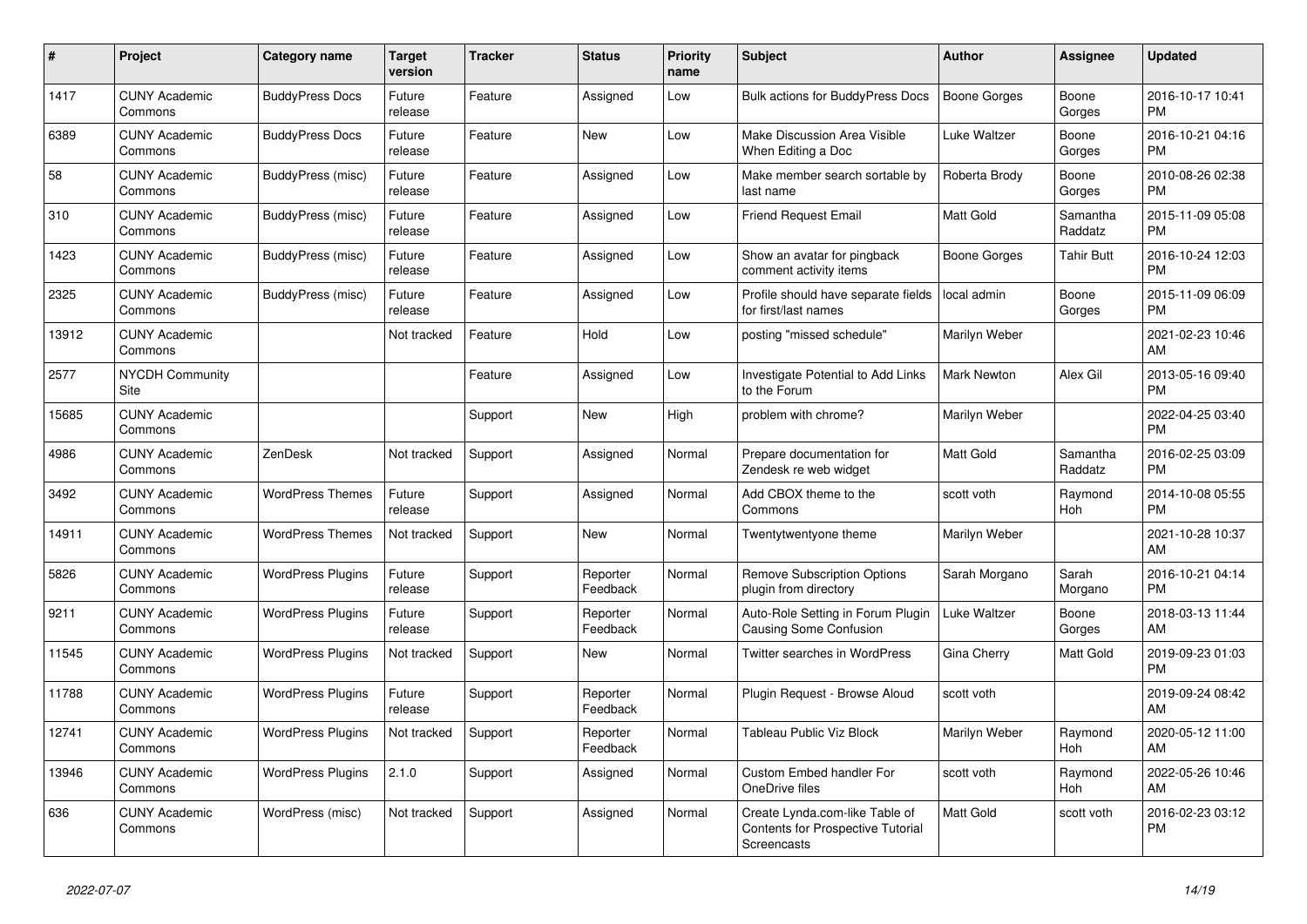| # | Project | Category name | Target version | Tracker | Status | Priority name | Subject | Author | Assignee | Updated |
|---|---|---|---|---|---|---|---|---|---|---|
| 1417 | CUNY Academic Commons | BuddyPress Docs | Future release | Feature | Assigned | Low | Bulk actions for BuddyPress Docs | Boone Gorges | Boone Gorges | 2016-10-17 10:41 PM |
| 6389 | CUNY Academic Commons | BuddyPress Docs | Future release | Feature | New | Low | Make Discussion Area Visible When Editing a Doc | Luke Waltzer | Boone Gorges | 2016-10-21 04:16 PM |
| 58 | CUNY Academic Commons | BuddyPress (misc) | Future release | Feature | Assigned | Low | Make member search sortable by last name | Roberta Brody | Boone Gorges | 2010-08-26 02:38 PM |
| 310 | CUNY Academic Commons | BuddyPress (misc) | Future release | Feature | Assigned | Low | Friend Request Email | Matt Gold | Samantha Raddatz | 2015-11-09 05:08 PM |
| 1423 | CUNY Academic Commons | BuddyPress (misc) | Future release | Feature | Assigned | Low | Show an avatar for pingback comment activity items | Boone Gorges | Tahir Butt | 2016-10-24 12:03 PM |
| 2325 | CUNY Academic Commons | BuddyPress (misc) | Future release | Feature | Assigned | Low | Profile should have separate fields for first/last names | local admin | Boone Gorges | 2015-11-09 06:09 PM |
| 13912 | CUNY Academic Commons | | Not tracked | Feature | Hold | Low | posting "missed schedule" | Marilyn Weber | | 2021-02-23 10:46 AM |
| 2577 | NYCDH Community Site | | | Feature | Assigned | Low | Investigate Potential to Add Links to the Forum | Mark Newton | Alex Gil | 2013-05-16 09:40 PM |
| 15685 | CUNY Academic Commons | | | Support | New | High | problem with chrome? | Marilyn Weber | | 2022-04-25 03:40 PM |
| 4986 | CUNY Academic Commons | ZenDesk | Not tracked | Support | Assigned | Normal | Prepare documentation for Zendesk re web widget | Matt Gold | Samantha Raddatz | 2016-02-25 03:09 PM |
| 3492 | CUNY Academic Commons | WordPress Themes | Future release | Support | Assigned | Normal | Add CBOX theme to the Commons | scott voth | Raymond Hoh | 2014-10-08 05:55 PM |
| 14911 | CUNY Academic Commons | WordPress Themes | Not tracked | Support | New | Normal | Twentytwentyone theme | Marilyn Weber | | 2021-10-28 10:37 AM |
| 5826 | CUNY Academic Commons | WordPress Plugins | Future release | Support | Reporter Feedback | Normal | Remove Subscription Options plugin from directory | Sarah Morgano | Sarah Morgano | 2016-10-21 04:14 PM |
| 9211 | CUNY Academic Commons | WordPress Plugins | Future release | Support | Reporter Feedback | Normal | Auto-Role Setting in Forum Plugin Causing Some Confusion | Luke Waltzer | Boone Gorges | 2018-03-13 11:44 AM |
| 11545 | CUNY Academic Commons | WordPress Plugins | Not tracked | Support | New | Normal | Twitter searches in WordPress | Gina Cherry | Matt Gold | 2019-09-23 01:03 PM |
| 11788 | CUNY Academic Commons | WordPress Plugins | Future release | Support | Reporter Feedback | Normal | Plugin Request - Browse Aloud | scott voth | | 2019-09-24 08:42 AM |
| 12741 | CUNY Academic Commons | WordPress Plugins | Not tracked | Support | Reporter Feedback | Normal | Tableau Public Viz Block | Marilyn Weber | Raymond Hoh | 2020-05-12 11:00 AM |
| 13946 | CUNY Academic Commons | WordPress Plugins | 2.1.0 | Support | Assigned | Normal | Custom Embed handler For OneDrive files | scott voth | Raymond Hoh | 2022-05-26 10:46 AM |
| 636 | CUNY Academic Commons | WordPress (misc) | Not tracked | Support | Assigned | Normal | Create Lynda.com-like Table of Contents for Prospective Tutorial Screencasts | Matt Gold | scott voth | 2016-02-23 03:12 PM |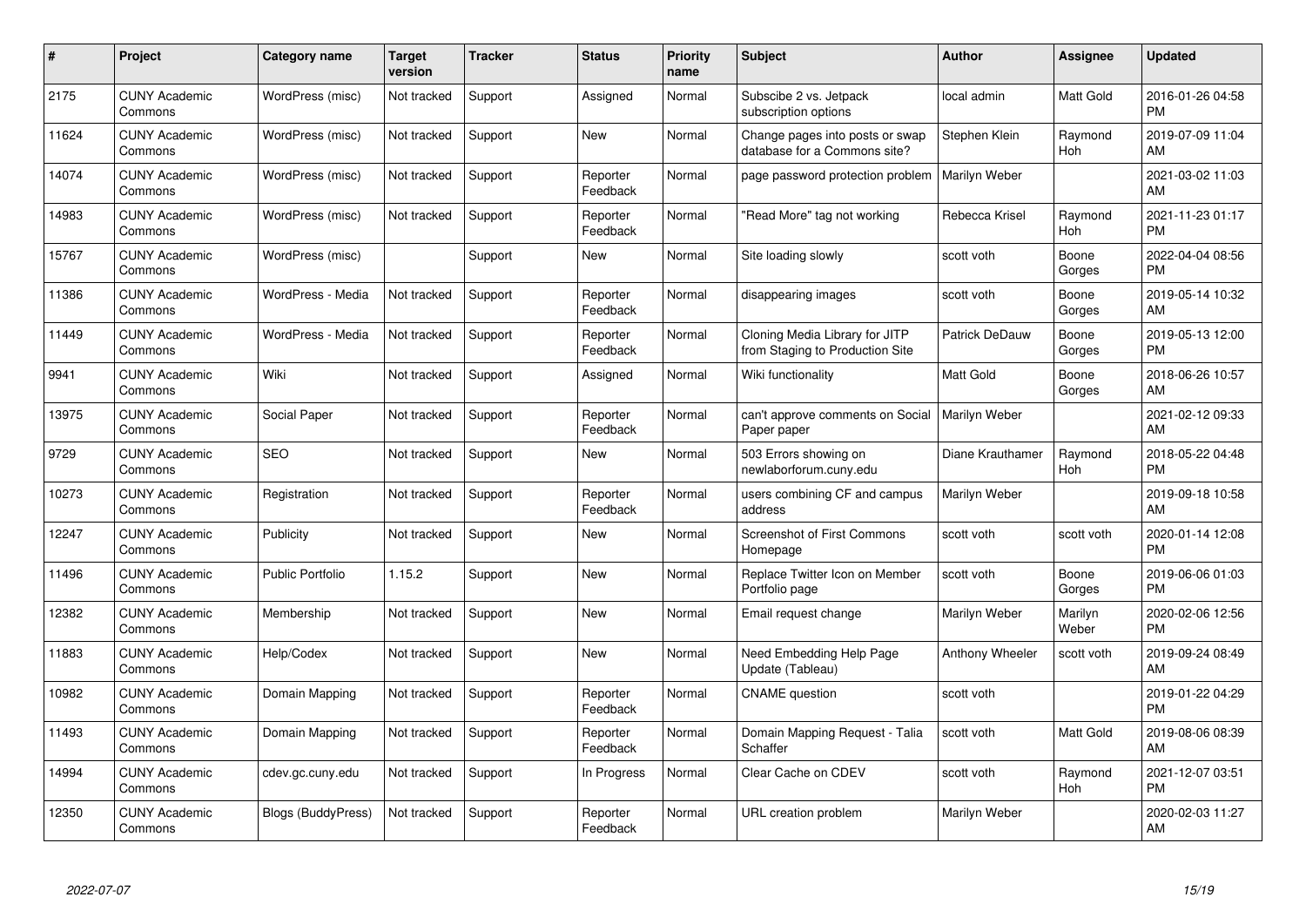| # | Project | Category name | Target version | Tracker | Status | Priority name | Subject | Author | Assignee | Updated |
|---|---|---|---|---|---|---|---|---|---|---|
| 2175 | CUNY Academic Commons | WordPress (misc) | Not tracked | Support | Assigned | Normal | Subscibe 2 vs. Jetpack subscription options | local admin | Matt Gold | 2016-01-26 04:58 PM |
| 11624 | CUNY Academic Commons | WordPress (misc) | Not tracked | Support | New | Normal | Change pages into posts or swap database for a Commons site? | Stephen Klein | Raymond Hoh | 2019-07-09 11:04 AM |
| 14074 | CUNY Academic Commons | WordPress (misc) | Not tracked | Support | Reporter Feedback | Normal | page password protection problem | Marilyn Weber | | 2021-03-02 11:03 AM |
| 14983 | CUNY Academic Commons | WordPress (misc) | Not tracked | Support | Reporter Feedback | Normal | "Read More" tag not working | Rebecca Krisel | Raymond Hoh | 2021-11-23 01:17 PM |
| 15767 | CUNY Academic Commons | WordPress (misc) | | Support | New | Normal | Site loading slowly | scott voth | Boone Gorges | 2022-04-04 08:56 PM |
| 11386 | CUNY Academic Commons | WordPress - Media | Not tracked | Support | Reporter Feedback | Normal | disappearing images | scott voth | Boone Gorges | 2019-05-14 10:32 AM |
| 11449 | CUNY Academic Commons | WordPress - Media | Not tracked | Support | Reporter Feedback | Normal | Cloning Media Library for JITP from Staging to Production Site | Patrick DeDauw | Boone Gorges | 2019-05-13 12:00 PM |
| 9941 | CUNY Academic Commons | Wiki | Not tracked | Support | Assigned | Normal | Wiki functionality | Matt Gold | Boone Gorges | 2018-06-26 10:57 AM |
| 13975 | CUNY Academic Commons | Social Paper | Not tracked | Support | Reporter Feedback | Normal | can't approve comments on Social Paper paper | Marilyn Weber | | 2021-02-12 09:33 AM |
| 9729 | CUNY Academic Commons | SEO | Not tracked | Support | New | Normal | 503 Errors showing on newlaborforum.cuny.edu | Diane Krauthamer | Raymond Hoh | 2018-05-22 04:48 PM |
| 10273 | CUNY Academic Commons | Registration | Not tracked | Support | Reporter Feedback | Normal | users combining CF and campus address | Marilyn Weber | | 2019-09-18 10:58 AM |
| 12247 | CUNY Academic Commons | Publicity | Not tracked | Support | New | Normal | Screenshot of First Commons Homepage | scott voth | scott voth | 2020-01-14 12:08 PM |
| 11496 | CUNY Academic Commons | Public Portfolio | 1.15.2 | Support | New | Normal | Replace Twitter Icon on Member Portfolio page | scott voth | Boone Gorges | 2019-06-06 01:03 PM |
| 12382 | CUNY Academic Commons | Membership | Not tracked | Support | New | Normal | Email request change | Marilyn Weber | Marilyn Weber | 2020-02-06 12:56 PM |
| 11883 | CUNY Academic Commons | Help/Codex | Not tracked | Support | New | Normal | Need Embedding Help Page Update (Tableau) | Anthony Wheeler | scott voth | 2019-09-24 08:49 AM |
| 10982 | CUNY Academic Commons | Domain Mapping | Not tracked | Support | Reporter Feedback | Normal | CNAME question | scott voth | | 2019-01-22 04:29 PM |
| 11493 | CUNY Academic Commons | Domain Mapping | Not tracked | Support | Reporter Feedback | Normal | Domain Mapping Request - Talia Schaffer | scott voth | Matt Gold | 2019-08-06 08:39 AM |
| 14994 | CUNY Academic Commons | cdev.gc.cuny.edu | Not tracked | Support | In Progress | Normal | Clear Cache on CDEV | scott voth | Raymond Hoh | 2021-12-07 03:51 PM |
| 12350 | CUNY Academic Commons | Blogs (BuddyPress) | Not tracked | Support | Reporter Feedback | Normal | URL creation problem | Marilyn Weber | | 2020-02-03 11:27 AM |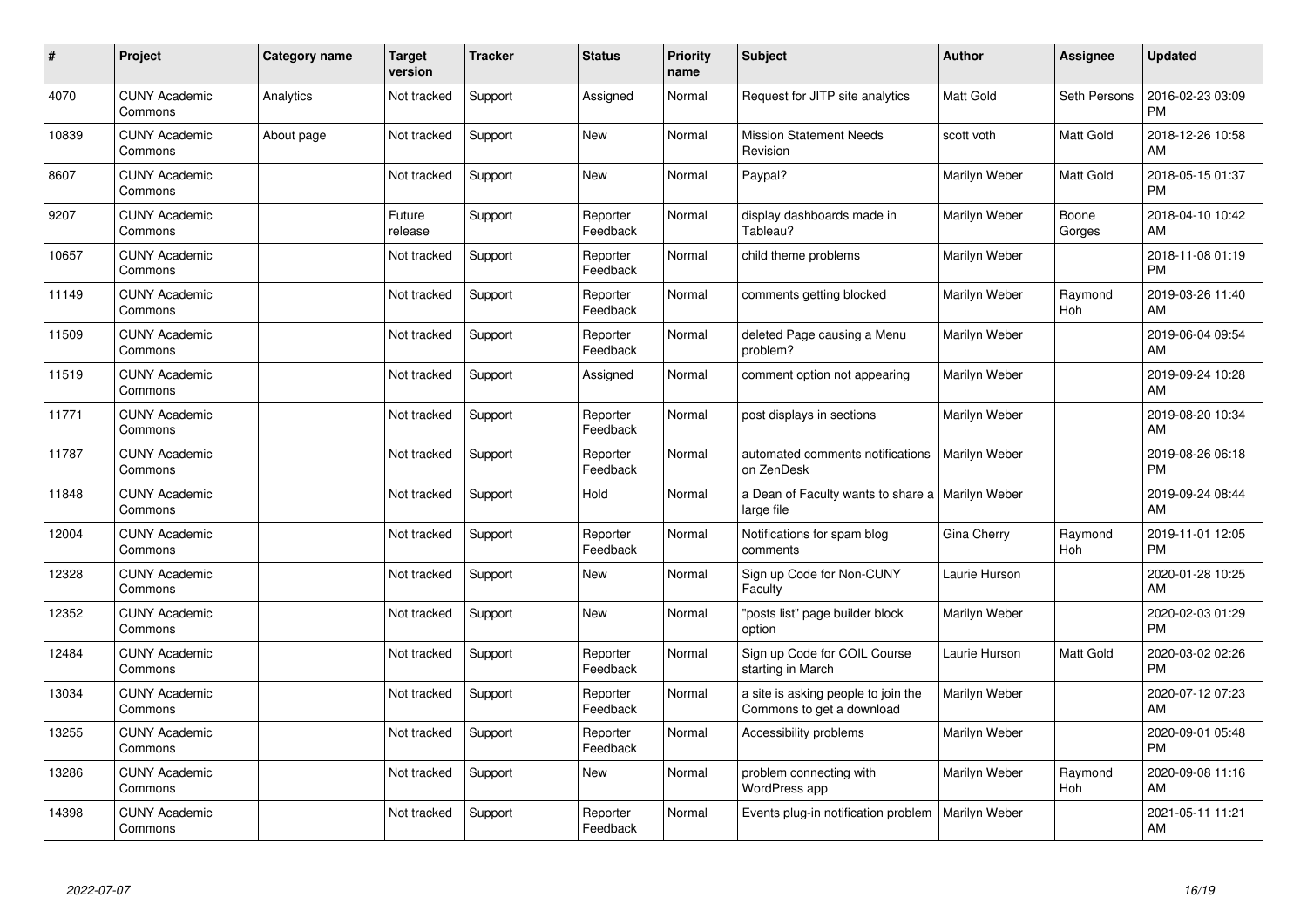| # | Project | Category name | Target version | Tracker | Status | Priority name | Subject | Author | Assignee | Updated |
|---|---|---|---|---|---|---|---|---|---|---|
| 4070 | CUNY Academic Commons | Analytics | Not tracked | Support | Assigned | Normal | Request for JITP site analytics | Matt Gold | Seth Persons | 2016-02-23 03:09 PM |
| 10839 | CUNY Academic Commons | About page | Not tracked | Support | New | Normal | Mission Statement Needs Revision | scott voth | Matt Gold | 2018-12-26 10:58 AM |
| 8607 | CUNY Academic Commons | | Not tracked | Support | New | Normal | Paypal? | Marilyn Weber | Matt Gold | 2018-05-15 01:37 PM |
| 9207 | CUNY Academic Commons | | Future release | Support | Reporter Feedback | Normal | display dashboards made in Tableau? | Marilyn Weber | Boone Gorges | 2018-04-10 10:42 AM |
| 10657 | CUNY Academic Commons | | Not tracked | Support | Reporter Feedback | Normal | child theme problems | Marilyn Weber | | 2018-11-08 01:19 PM |
| 11149 | CUNY Academic Commons | | Not tracked | Support | Reporter Feedback | Normal | comments getting blocked | Marilyn Weber | Raymond Hoh | 2019-03-26 11:40 AM |
| 11509 | CUNY Academic Commons | | Not tracked | Support | Reporter Feedback | Normal | deleted Page causing a Menu problem? | Marilyn Weber | | 2019-06-04 09:54 AM |
| 11519 | CUNY Academic Commons | | Not tracked | Support | Assigned | Normal | comment option not appearing | Marilyn Weber | | 2019-09-24 10:28 AM |
| 11771 | CUNY Academic Commons | | Not tracked | Support | Reporter Feedback | Normal | post displays in sections | Marilyn Weber | | 2019-08-20 10:34 AM |
| 11787 | CUNY Academic Commons | | Not tracked | Support | Reporter Feedback | Normal | automated comments notifications on ZenDesk | Marilyn Weber | | 2019-08-26 06:18 PM |
| 11848 | CUNY Academic Commons | | Not tracked | Support | Hold | Normal | a Dean of Faculty wants to share a large file | Marilyn Weber | | 2019-09-24 08:44 AM |
| 12004 | CUNY Academic Commons | | Not tracked | Support | Reporter Feedback | Normal | Notifications for spam blog comments | Gina Cherry | Raymond Hoh | 2019-11-01 12:05 PM |
| 12328 | CUNY Academic Commons | | Not tracked | Support | New | Normal | Sign up Code for Non-CUNY Faculty | Laurie Hurson | | 2020-01-28 10:25 AM |
| 12352 | CUNY Academic Commons | | Not tracked | Support | New | Normal | "posts list" page builder block option | Marilyn Weber | | 2020-02-03 01:29 PM |
| 12484 | CUNY Academic Commons | | Not tracked | Support | Reporter Feedback | Normal | Sign up Code for COIL Course starting in March | Laurie Hurson | Matt Gold | 2020-03-02 02:26 PM |
| 13034 | CUNY Academic Commons | | Not tracked | Support | Reporter Feedback | Normal | a site is asking people to join the Commons to get a download | Marilyn Weber | | 2020-07-12 07:23 AM |
| 13255 | CUNY Academic Commons | | Not tracked | Support | Reporter Feedback | Normal | Accessibility problems | Marilyn Weber | | 2020-09-01 05:48 PM |
| 13286 | CUNY Academic Commons | | Not tracked | Support | New | Normal | problem connecting with WordPress app | Marilyn Weber | Raymond Hoh | 2020-09-08 11:16 AM |
| 14398 | CUNY Academic Commons | | Not tracked | Support | Reporter Feedback | Normal | Events plug-in notification problem | Marilyn Weber | | 2021-05-11 11:21 AM |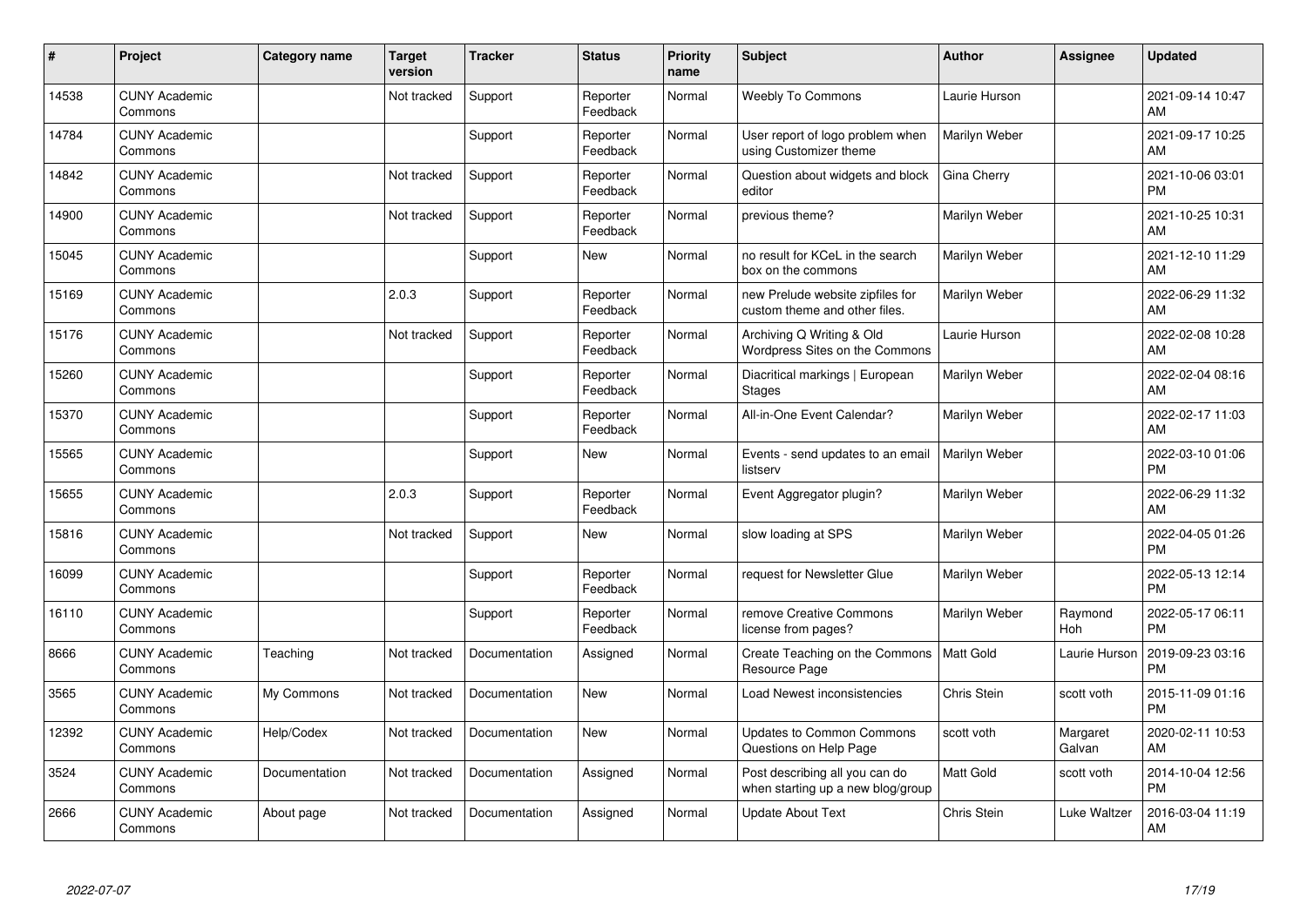| # | Project | Category name | Target version | Tracker | Status | Priority name | Subject | Author | Assignee | Updated |
|---|---|---|---|---|---|---|---|---|---|---|
| 14538 | CUNY Academic Commons | | Not tracked | Support | Reporter Feedback | Normal | Weebly To Commons | Laurie Hurson | | 2021-09-14 10:47 AM |
| 14784 | CUNY Academic Commons | | | Support | Reporter Feedback | Normal | User report of logo problem when using Customizer theme | Marilyn Weber | | 2021-09-17 10:25 AM |
| 14842 | CUNY Academic Commons | | Not tracked | Support | Reporter Feedback | Normal | Question about widgets and block editor | Gina Cherry | | 2021-10-06 03:01 PM |
| 14900 | CUNY Academic Commons | | Not tracked | Support | Reporter Feedback | Normal | previous theme? | Marilyn Weber | | 2021-10-25 10:31 AM |
| 15045 | CUNY Academic Commons | | | Support | New | Normal | no result for KCeL in the search box on the commons | Marilyn Weber | | 2021-12-10 11:29 AM |
| 15169 | CUNY Academic Commons | | 2.0.3 | Support | Reporter Feedback | Normal | new Prelude website zipfiles for custom theme and other files. | Marilyn Weber | | 2022-06-29 11:32 AM |
| 15176 | CUNY Academic Commons | | Not tracked | Support | Reporter Feedback | Normal | Archiving Q Writing & Old Wordpress Sites on the Commons | Laurie Hurson | | 2022-02-08 10:28 AM |
| 15260 | CUNY Academic Commons | | | Support | Reporter Feedback | Normal | Diacritical markings \| European Stages | Marilyn Weber | | 2022-02-04 08:16 AM |
| 15370 | CUNY Academic Commons | | | Support | Reporter Feedback | Normal | All-in-One Event Calendar? | Marilyn Weber | | 2022-02-17 11:03 AM |
| 15565 | CUNY Academic Commons | | | Support | New | Normal | Events - send updates to an email listserv | Marilyn Weber | | 2022-03-10 01:06 PM |
| 15655 | CUNY Academic Commons | | 2.0.3 | Support | Reporter Feedback | Normal | Event Aggregator plugin? | Marilyn Weber | | 2022-06-29 11:32 AM |
| 15816 | CUNY Academic Commons | | Not tracked | Support | New | Normal | slow loading at SPS | Marilyn Weber | | 2022-04-05 01:26 PM |
| 16099 | CUNY Academic Commons | | | Support | Reporter Feedback | Normal | request for Newsletter Glue | Marilyn Weber | | 2022-05-13 12:14 PM |
| 16110 | CUNY Academic Commons | | | Support | Reporter Feedback | Normal | remove Creative Commons license from pages? | Marilyn Weber | Raymond Hoh | 2022-05-17 06:11 PM |
| 8666 | CUNY Academic Commons | Teaching | Not tracked | Documentation | Assigned | Normal | Create Teaching on the Commons Resource Page | Matt Gold | Laurie Hurson | 2019-09-23 03:16 PM |
| 3565 | CUNY Academic Commons | My Commons | Not tracked | Documentation | New | Normal | Load Newest inconsistencies | Chris Stein | scott voth | 2015-11-09 01:16 PM |
| 12392 | CUNY Academic Commons | Help/Codex | Not tracked | Documentation | New | Normal | Updates to Common Commons Questions on Help Page | scott voth | Margaret Galvan | 2020-02-11 10:53 AM |
| 3524 | CUNY Academic Commons | Documentation | Not tracked | Documentation | Assigned | Normal | Post describing all you can do when starting up a new blog/group | Matt Gold | scott voth | 2014-10-04 12:56 PM |
| 2666 | CUNY Academic Commons | About page | Not tracked | Documentation | Assigned | Normal | Update About Text | Chris Stein | Luke Waltzer | 2016-03-04 11:19 AM |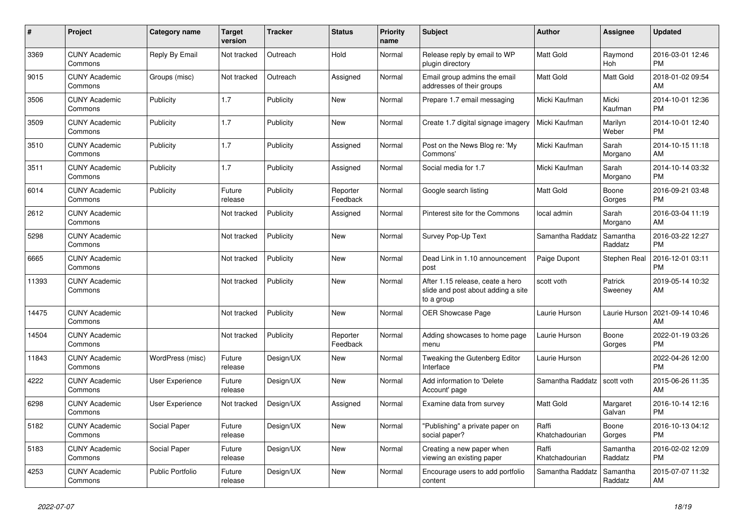| # | Project | Category name | Target version | Tracker | Status | Priority name | Subject | Author | Assignee | Updated |
|---|---|---|---|---|---|---|---|---|---|---|
| 3369 | CUNY Academic Commons | Reply By Email | Not tracked | Outreach | Hold | Normal | Release reply by email to WP plugin directory | Matt Gold | Raymond Hoh | 2016-03-01 12:46 PM |
| 9015 | CUNY Academic Commons | Groups (misc) | Not tracked | Outreach | Assigned | Normal | Email group admins the email addresses of their groups | Matt Gold | Matt Gold | 2018-01-02 09:54 AM |
| 3506 | CUNY Academic Commons | Publicity | 1.7 | Publicity | New | Normal | Prepare 1.7 email messaging | Micki Kaufman | Micki Kaufman | 2014-10-01 12:36 PM |
| 3509 | CUNY Academic Commons | Publicity | 1.7 | Publicity | New | Normal | Create 1.7 digital signage imagery | Micki Kaufman | Marilyn Weber | 2014-10-01 12:40 PM |
| 3510 | CUNY Academic Commons | Publicity | 1.7 | Publicity | Assigned | Normal | Post on the News Blog re: 'My Commons' | Micki Kaufman | Sarah Morgano | 2014-10-15 11:18 AM |
| 3511 | CUNY Academic Commons | Publicity | 1.7 | Publicity | Assigned | Normal | Social media for 1.7 | Micki Kaufman | Sarah Morgano | 2014-10-14 03:32 PM |
| 6014 | CUNY Academic Commons | Publicity | Future release | Publicity | Reporter Feedback | Normal | Google search listing | Matt Gold | Boone Gorges | 2016-09-21 03:48 PM |
| 2612 | CUNY Academic Commons | | Not tracked | Publicity | Assigned | Normal | Pinterest site for the Commons | local admin | Sarah Morgano | 2016-03-04 11:19 AM |
| 5298 | CUNY Academic Commons | | Not tracked | Publicity | New | Normal | Survey Pop-Up Text | Samantha Raddatz | Samantha Raddatz | 2016-03-22 12:27 PM |
| 6665 | CUNY Academic Commons | | Not tracked | Publicity | New | Normal | Dead Link in 1.10 announcement post | Paige Dupont | Stephen Real | 2016-12-01 03:11 PM |
| 11393 | CUNY Academic Commons | | Not tracked | Publicity | New | Normal | After 1.15 release, ceate a hero slide and post about adding a site to a group | scott voth | Patrick Sweeney | 2019-05-14 10:32 AM |
| 14475 | CUNY Academic Commons | | Not tracked | Publicity | New | Normal | OER Showcase Page | Laurie Hurson | Laurie Hurson | 2021-09-14 10:46 AM |
| 14504 | CUNY Academic Commons | | Not tracked | Publicity | Reporter Feedback | Normal | Adding showcases to home page menu | Laurie Hurson | Boone Gorges | 2022-01-19 03:26 PM |
| 11843 | CUNY Academic Commons | WordPress (misc) | Future release | Design/UX | New | Normal | Tweaking the Gutenberg Editor Interface | Laurie Hurson | | 2022-04-26 12:00 PM |
| 4222 | CUNY Academic Commons | User Experience | Future release | Design/UX | New | Normal | Add information to 'Delete Account' page | Samantha Raddatz | scott voth | 2015-06-26 11:35 AM |
| 6298 | CUNY Academic Commons | User Experience | Not tracked | Design/UX | Assigned | Normal | Examine data from survey | Matt Gold | Margaret Galvan | 2016-10-14 12:16 PM |
| 5182 | CUNY Academic Commons | Social Paper | Future release | Design/UX | New | Normal | "Publishing" a private paper on social paper? | Raffi Khatchadourian | Boone Gorges | 2016-10-13 04:12 PM |
| 5183 | CUNY Academic Commons | Social Paper | Future release | Design/UX | New | Normal | Creating a new paper when viewing an existing paper | Raffi Khatchadourian | Samantha Raddatz | 2016-02-02 12:09 PM |
| 4253 | CUNY Academic Commons | Public Portfolio | Future release | Design/UX | New | Normal | Encourage users to add portfolio content | Samantha Raddatz | Samantha Raddatz | 2015-07-07 11:32 AM |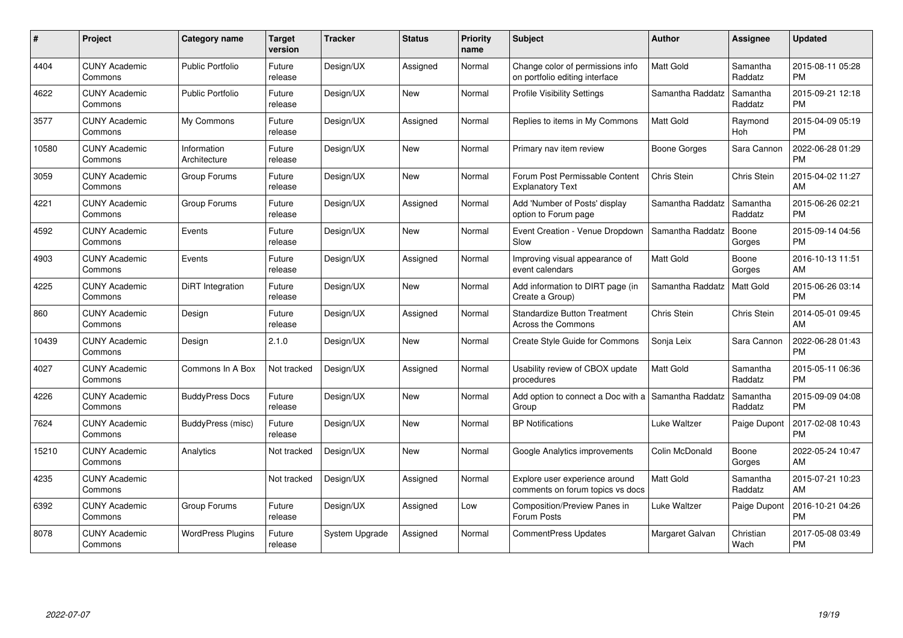| # | Project | Category name | Target version | Tracker | Status | Priority name | Subject | Author | Assignee | Updated |
|---|---|---|---|---|---|---|---|---|---|---|
| 4404 | CUNY Academic Commons | Public Portfolio | Future release | Design/UX | Assigned | Normal | Change color of permissions info on portfolio editing interface | Matt Gold | Samantha Raddatz | 2015-08-11 05:28 PM |
| 4622 | CUNY Academic Commons | Public Portfolio | Future release | Design/UX | New | Normal | Profile Visibility Settings | Samantha Raddatz | Samantha Raddatz | 2015-09-21 12:18 PM |
| 3577 | CUNY Academic Commons | My Commons | Future release | Design/UX | Assigned | Normal | Replies to items in My Commons | Matt Gold | Raymond Hoh | 2015-04-09 05:19 PM |
| 10580 | CUNY Academic Commons | Information Architecture | Future release | Design/UX | New | Normal | Primary nav item review | Boone Gorges | Sara Cannon | 2022-06-28 01:29 PM |
| 3059 | CUNY Academic Commons | Group Forums | Future release | Design/UX | New | Normal | Forum Post Permissable Content Explanatory Text | Chris Stein | Chris Stein | 2015-04-02 11:27 AM |
| 4221 | CUNY Academic Commons | Group Forums | Future release | Design/UX | Assigned | Normal | Add 'Number of Posts' display option to Forum page | Samantha Raddatz | Samantha Raddatz | 2015-06-26 02:21 PM |
| 4592 | CUNY Academic Commons | Events | Future release | Design/UX | New | Normal | Event Creation - Venue Dropdown Slow | Samantha Raddatz | Boone Gorges | 2015-09-14 04:56 PM |
| 4903 | CUNY Academic Commons | Events | Future release | Design/UX | Assigned | Normal | Improving visual appearance of event calendars | Matt Gold | Boone Gorges | 2016-10-13 11:51 AM |
| 4225 | CUNY Academic Commons | DiRT Integration | Future release | Design/UX | New | Normal | Add information to DIRT page (in Create a Group) | Samantha Raddatz | Matt Gold | 2015-06-26 03:14 PM |
| 860 | CUNY Academic Commons | Design | Future release | Design/UX | Assigned | Normal | Standardize Button Treatment Across the Commons | Chris Stein | Chris Stein | 2014-05-01 09:45 AM |
| 10439 | CUNY Academic Commons | Design | 2.1.0 | Design/UX | New | Normal | Create Style Guide for Commons | Sonja Leix | Sara Cannon | 2022-06-28 01:43 PM |
| 4027 | CUNY Academic Commons | Commons In A Box | Not tracked | Design/UX | Assigned | Normal | Usability review of CBOX update procedures | Matt Gold | Samantha Raddatz | 2015-05-11 06:36 PM |
| 4226 | CUNY Academic Commons | BuddyPress Docs | Future release | Design/UX | New | Normal | Add option to connect a Doc with a Group | Samantha Raddatz | Samantha Raddatz | 2015-09-09 04:08 PM |
| 7624 | CUNY Academic Commons | BuddyPress (misc) | Future release | Design/UX | New | Normal | BP Notifications | Luke Waltzer | Paige Dupont | 2017-02-08 10:43 PM |
| 15210 | CUNY Academic Commons | Analytics | Not tracked | Design/UX | New | Normal | Google Analytics improvements | Colin McDonald | Boone Gorges | 2022-05-24 10:47 AM |
| 4235 | CUNY Academic Commons | | Not tracked | Design/UX | Assigned | Normal | Explore user experience around comments on forum topics vs docs | Matt Gold | Samantha Raddatz | 2015-07-21 10:23 AM |
| 6392 | CUNY Academic Commons | Group Forums | Future release | Design/UX | Assigned | Low | Composition/Preview Panes in Forum Posts | Luke Waltzer | Paige Dupont | 2016-10-21 04:26 PM |
| 8078 | CUNY Academic Commons | WordPress Plugins | Future release | System Upgrade | Assigned | Normal | CommentPress Updates | Margaret Galvan | Christian Wach | 2017-05-08 03:49 PM |